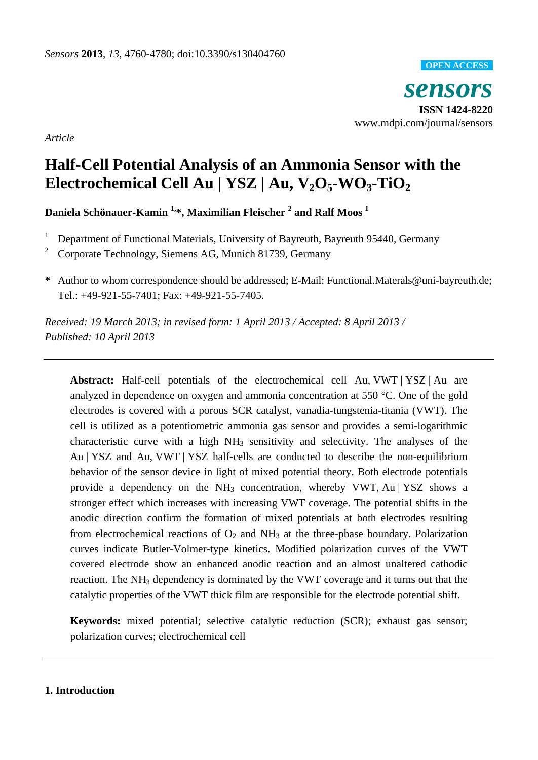*Sensors* **2013**, *13*, 4760-4780; doi:10.3390/s130404760

**OPEN ACCESS**

***sensors***

**ISSN 1424-8220**

www.mdpi.com/journal/sensors

*Article*

# Half-Cell Potential Analysis of an Ammonia Sensor with the Electrochemical Cell Au | YSZ | Au, $V_2O_5$-$WO_3$-$TiO_2$

**Daniela Schönauer-Kamin [1,*], Maximilian Fleischer [2] and Ralf Moos [1]**

[1] Department of Functional Materials, University of Bayreuth, Bayreuth 95440, Germany

[2] Corporate Technology, Siemens AG, Munich 81739, Germany

**\*** Author to whom correspondence should be addressed; E-Mail: Functional.Materals@uni-bayreuth.de; Tel.: +49-921-55-7401; Fax: +49-921-55-7405.

*Received: 19 March 2013; in revised form: 1 April 2013 / Accepted: 8 April 2013 / Published: 10 April 2013*

---

**Abstract:** Half-cell potentials of the electrochemical cell Au, VWT | YSZ | Au are analyzed in dependence on oxygen and ammonia concentration at 550 °C. One of the gold electrodes is covered with a porous SCR catalyst, vanadia-tungstenia-titania (VWT). The cell is utilized as a potentiometric ammonia gas sensor and provides a semi-logarithmic characteristic curve with a high $NH_3$ sensitivity and selectivity. The analyses of the Au | YSZ and Au, VWT | YSZ half-cells are conducted to describe the non-equilibrium behavior of the sensor device in light of mixed potential theory. Both electrode potentials provide a dependency on the $NH_3$ concentration, whereby VWT, Au | YSZ shows a stronger effect which increases with increasing VWT coverage. The potential shifts in the anodic direction confirm the formation of mixed potentials at both electrodes resulting from electrochemical reactions of $O_2$ and $NH_3$ at the three-phase boundary. Polarization curves indicate Butler-Volmer-type kinetics. Modified polarization curves of the VWT covered electrode show an enhanced anodic reaction and an almost unaltered cathodic reaction. The $NH_3$ dependency is dominated by the VWT coverage and it turns out that the catalytic properties of the VWT thick film are responsible for the electrode potential shift.

**Keywords:** mixed potential; selective catalytic reduction (SCR); exhaust gas sensor; polarization curves; electrochemical cell

---

## 1. Introduction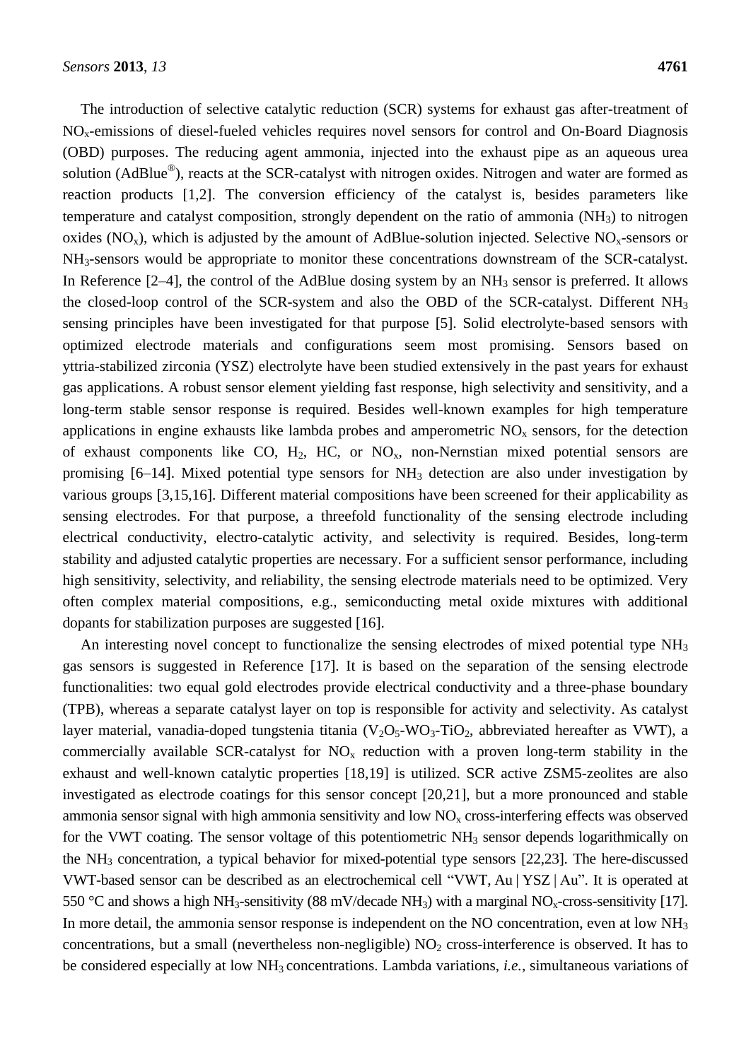The introduction of selective catalytic reduction (SCR) systems for exhaust gas after-treatment of $NO_x$-emissions of diesel-fueled vehicles requires novel sensors for control and On-Board Diagnosis (OBD) purposes. The reducing agent ammonia, injected into the exhaust pipe as an aqueous urea solution (AdBlue®), reacts at the SCR-catalyst with nitrogen oxides. Nitrogen and water are formed as reaction products [1,2]. The conversion efficiency of the catalyst is, besides parameters like temperature and catalyst composition, strongly dependent on the ratio of ammonia ($NH_3$) to nitrogen oxides ($NO_x$), which is adjusted by the amount of AdBlue-solution injected. Selective $NO_x$-sensors or $NH_3$-sensors would be appropriate to monitor these concentrations downstream of the SCR-catalyst. In Reference [2–4], the control of the AdBlue dosing system by an $NH_3$ sensor is preferred. It allows the closed-loop control of the SCR-system and also the OBD of the SCR-catalyst. Different $NH_3$ sensing principles have been investigated for that purpose [5]. Solid electrolyte-based sensors with optimized electrode materials and configurations seem most promising. Sensors based on yttria-stabilized zirconia (YSZ) electrolyte have been studied extensively in the past years for exhaust gas applications. A robust sensor element yielding fast response, high selectivity and sensitivity, and a long-term stable sensor response is required. Besides well-known examples for high temperature applications in engine exhausts like lambda probes and amperometric $NO_x$ sensors, for the detection of exhaust components like CO, $H_2$, HC, or $NO_x$, non-Nernstian mixed potential sensors are promising [6–14]. Mixed potential type sensors for $NH_3$ detection are also under investigation by various groups [3,15,16]. Different material compositions have been screened for their applicability as sensing electrodes. For that purpose, a threefold functionality of the sensing electrode including electrical conductivity, electro-catalytic activity, and selectivity is required. Besides, long-term stability and adjusted catalytic properties are necessary. For a sufficient sensor performance, including high sensitivity, selectivity, and reliability, the sensing electrode materials need to be optimized. Very often complex material compositions, e.g., semiconducting metal oxide mixtures with additional dopants for stabilization purposes are suggested [16].

An interesting novel concept to functionalize the sensing electrodes of mixed potential type $NH_3$ gas sensors is suggested in Reference [17]. It is based on the separation of the sensing electrode functionalities: two equal gold electrodes provide electrical conductivity and a three-phase boundary (TPB), whereas a separate catalyst layer on top is responsible for activity and selectivity. As catalyst layer material, vanadia-doped tungstenia titania ($V_2O_5$-$WO_3$-$TiO_2$, abbreviated hereafter as VWT), a commercially available SCR-catalyst for $NO_x$ reduction with a proven long-term stability in the exhaust and well-known catalytic properties [18,19] is utilized. SCR active ZSM5-zeolites are also investigated as electrode coatings for this sensor concept [20,21], but a more pronounced and stable ammonia sensor signal with high ammonia sensitivity and low $NO_x$ cross-interfering effects was observed for the VWT coating. The sensor voltage of this potentiometric $NH_3$ sensor depends logarithmically on the $NH_3$ concentration, a typical behavior for mixed-potential type sensors [22,23]. The here-discussed VWT-based sensor can be described as an electrochemical cell "VWT, Au | YSZ | Au". It is operated at 550 °C and shows a high $NH_3$-sensitivity (88 mV/decade $NH_3$) with a marginal $NO_x$-cross-sensitivity [17]. In more detail, the ammonia sensor response is independent on the NO concentration, even at low $NH_3$ concentrations, but a small (nevertheless non-negligible) $NO_2$ cross-interference is observed. It has to be considered especially at low $NH_3$ concentrations. Lambda variations, *i.e.*, simultaneous variations of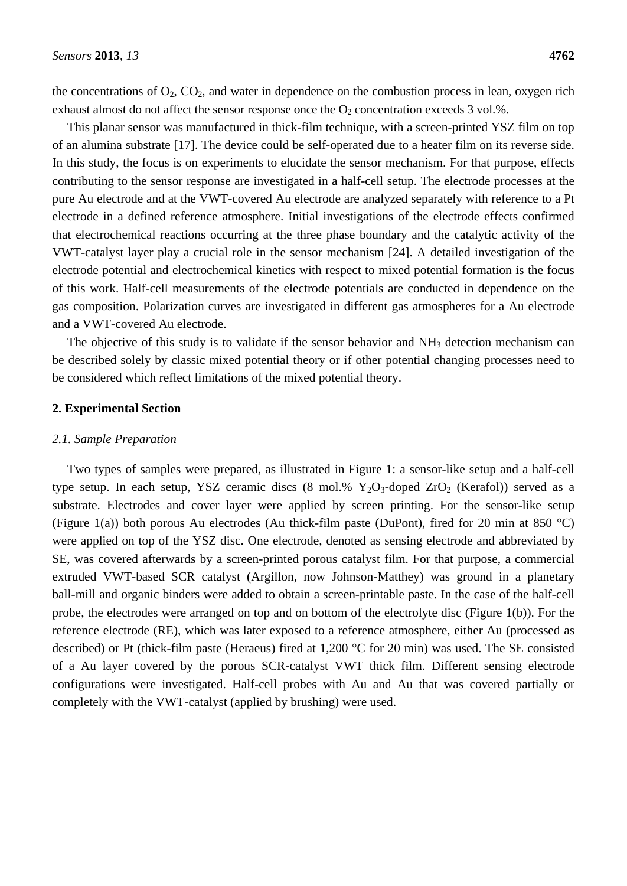the concentrations of $O_2$, $CO_2$, and water in dependence on the combustion process in lean, oxygen rich exhaust almost do not affect the sensor response once the $O_2$ concentration exceeds 3 vol.%.

This planar sensor was manufactured in thick-film technique, with a screen-printed YSZ film on top of an alumina substrate [17]. The device could be self-operated due to a heater film on its reverse side. In this study, the focus is on experiments to elucidate the sensor mechanism. For that purpose, effects contributing to the sensor response are investigated in a half-cell setup. The electrode processes at the pure Au electrode and at the VWT-covered Au electrode are analyzed separately with reference to a Pt electrode in a defined reference atmosphere. Initial investigations of the electrode effects confirmed that electrochemical reactions occurring at the three phase boundary and the catalytic activity of the VWT-catalyst layer play a crucial role in the sensor mechanism [24]. A detailed investigation of the electrode potential and electrochemical kinetics with respect to mixed potential formation is the focus of this work. Half-cell measurements of the electrode potentials are conducted in dependence on the gas composition. Polarization curves are investigated in different gas atmospheres for a Au electrode and a VWT-covered Au electrode.

The objective of this study is to validate if the sensor behavior and $NH_3$ detection mechanism can be described solely by classic mixed potential theory or if other potential changing processes need to be considered which reflect limitations of the mixed potential theory.

## 2. Experimental Section

### *2.1. Sample Preparation*

Two types of samples were prepared, as illustrated in Figure 1: a sensor-like setup and a half-cell type setup. In each setup, YSZ ceramic discs (8 mol.% $Y_2O_3$-doped $ZrO_2$ (Kerafol)) served as a substrate. Electrodes and cover layer were applied by screen printing. For the sensor-like setup (Figure 1(a)) both porous Au electrodes (Au thick-film paste (DuPont), fired for 20 min at 850 °C) were applied on top of the YSZ disc. One electrode, denoted as sensing electrode and abbreviated by SE, was covered afterwards by a screen-printed porous catalyst film. For that purpose, a commercial extruded VWT-based SCR catalyst (Argillon, now Johnson-Matthey) was ground in a planetary ball-mill and organic binders were added to obtain a screen-printable paste. In the case of the half-cell probe, the electrodes were arranged on top and on bottom of the electrolyte disc (Figure 1(b)). For the reference electrode (RE), which was later exposed to a reference atmosphere, either Au (processed as described) or Pt (thick-film paste (Heraeus) fired at 1,200 °C for 20 min) was used. The SE consisted of a Au layer covered by the porous SCR-catalyst VWT thick film. Different sensing electrode configurations were investigated. Half-cell probes with Au and Au that was covered partially or completely with the VWT-catalyst (applied by brushing) were used.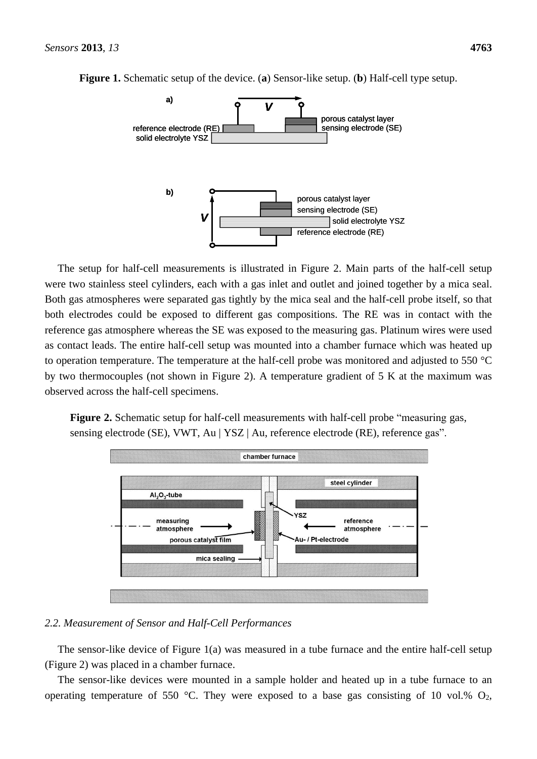**Figure 1.** Schematic setup of the device. (**a**) Sensor-like setup. (**b**) Half-cell type setup.

The setup for half-cell measurements is illustrated in Figure 2. Main parts of the half-cell setup were two stainless steel cylinders, each with a gas inlet and outlet and joined together by a mica seal. Both gas atmospheres were separated gas tightly by the mica seal and the half-cell probe itself, so that both electrodes could be exposed to different gas compositions. The RE was in contact with the reference gas atmosphere whereas the SE was exposed to the measuring gas. Platinum wires were used as contact leads. The entire half-cell setup was mounted into a chamber furnace which was heated up to operation temperature. The temperature at the half-cell probe was monitored and adjusted to 550 °C by two thermocouples (not shown in Figure 2). A temperature gradient of 5 K at the maximum was observed across the half-cell specimens.

**Figure 2.** Schematic setup for half-cell measurements with half-cell probe "measuring gas, sensing electrode (SE), VWT, Au | YSZ | Au, reference electrode (RE), reference gas".

### 2.2. Measurement of Sensor and Half-Cell Performances

The sensor-like device of Figure 1(a) was measured in a tube furnace and the entire half-cell setup (Figure 2) was placed in a chamber furnace.

The sensor-like devices were mounted in a sample holder and heated up in a tube furnace to an operating temperature of 550 °C. They were exposed to a base gas consisting of 10 vol.% $O_2$,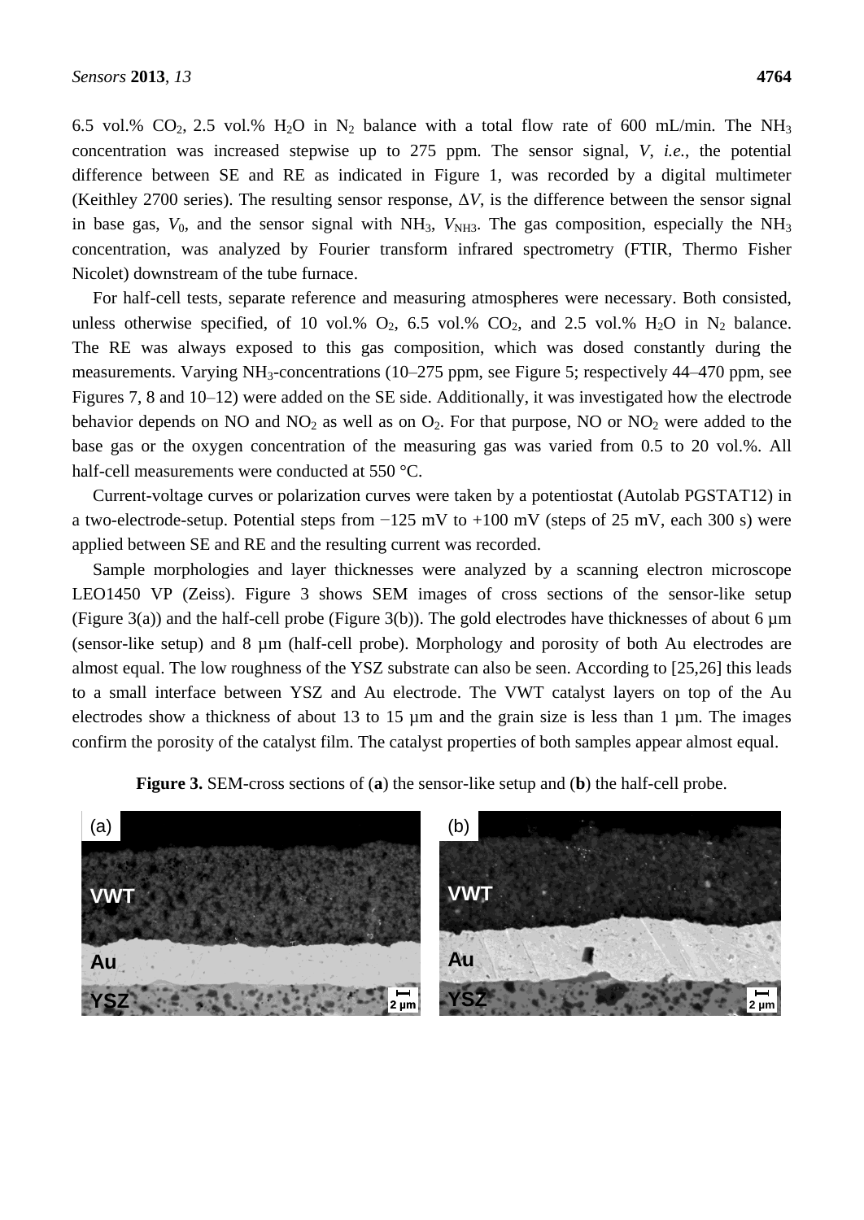6.5 vol.% $CO_2$, 2.5 vol.% $H_2O$ in $N_2$ balance with a total flow rate of 600 mL/min. The $NH_3$ concentration was increased stepwise up to 275 ppm. The sensor signal, $V$, *i.e.*, the potential difference between SE and RE as indicated in Figure 1, was recorded by a digital multimeter (Keithley 2700 series). The resulting sensor response, $\Delta V$, is the difference between the sensor signal in base gas, $V_0$, and the sensor signal with $NH_3$, $V_{NH3}$. The gas composition, especially the $NH_3$ concentration, was analyzed by Fourier transform infrared spectrometry (FTIR, Thermo Fisher Nicolet) downstream of the tube furnace.

For half-cell tests, separate reference and measuring atmospheres were necessary. Both consisted, unless otherwise specified, of 10 vol.% $O_2$, 6.5 vol.% $CO_2$, and 2.5 vol.% $H_2O$ in $N_2$ balance. The RE was always exposed to this gas composition, which was dosed constantly during the measurements. Varying $NH_3$-concentrations (10–275 ppm, see Figure 5; respectively 44–470 ppm, see Figures 7, 8 and 10–12) were added on the SE side. Additionally, it was investigated how the electrode behavior depends on NO and $NO_2$ as well as on $O_2$. For that purpose, NO or $NO_2$ were added to the base gas or the oxygen concentration of the measuring gas was varied from 0.5 to 20 vol.%. All half-cell measurements were conducted at 550 °C.

Current-voltage curves or polarization curves were taken by a potentiostat (Autolab PGSTAT12) in a two-electrode-setup. Potential steps from −125 mV to +100 mV (steps of 25 mV, each 300 s) were applied between SE and RE and the resulting current was recorded.

Sample morphologies and layer thicknesses were analyzed by a scanning electron microscope LEO1450 VP (Zeiss). Figure 3 shows SEM images of cross sections of the sensor-like setup (Figure 3(a)) and the half-cell probe (Figure 3(b)). The gold electrodes have thicknesses of about 6 µm (sensor-like setup) and 8 µm (half-cell probe). Morphology and porosity of both Au electrodes are almost equal. The low roughness of the YSZ substrate can also be seen. According to [25,26] this leads to a small interface between YSZ and Au electrode. The VWT catalyst layers on top of the Au electrodes show a thickness of about 13 to 15 µm and the grain size is less than 1 µm. The images confirm the porosity of the catalyst film. The catalyst properties of both samples appear almost equal.

**Figure 3.** SEM-cross sections of (**a**) the sensor-like setup and (**b**) the half-cell probe.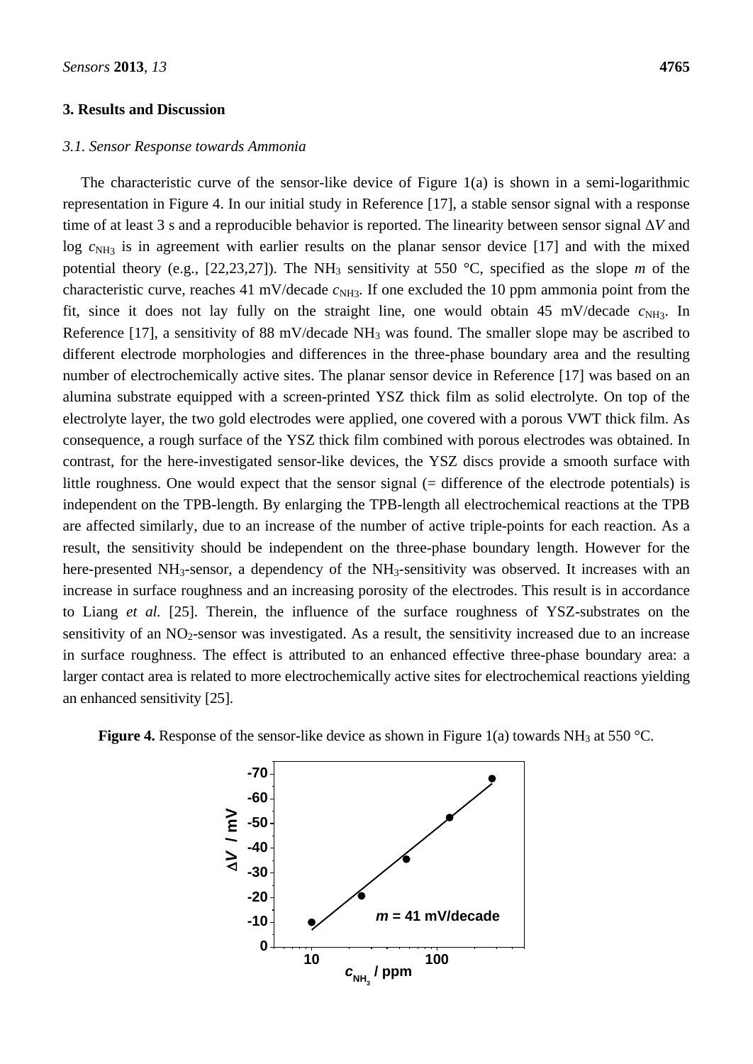## 3. Results and Discussion

### 3.1. Sensor Response towards Ammonia

The characteristic curve of the sensor-like device of Figure 1(a) is shown in a semi-logarithmic representation in Figure 4. In our initial study in Reference [17], a stable sensor signal with a response time of at least 3 s and a reproducible behavior is reported. The linearity between sensor signal $\Delta V$ and log $c_{NH_3}$ is in agreement with earlier results on the planar sensor device [17] and with the mixed potential theory (e.g., [22,23,27]). The $NH_3$ sensitivity at 550 °C, specified as the slope $m$ of the characteristic curve, reaches 41 mV/decade $c_{NH_3}$. If one excluded the 10 ppm ammonia point from the fit, since it does not lay fully on the straight line, one would obtain 45 mV/decade $c_{NH_3}$. In Reference [17], a sensitivity of 88 mV/decade $NH_3$ was found. The smaller slope may be ascribed to different electrode morphologies and differences in the three-phase boundary area and the resulting number of electrochemically active sites. The planar sensor device in Reference [17] was based on an alumina substrate equipped with a screen-printed YSZ thick film as solid electrolyte. On top of the electrolyte layer, the two gold electrodes were applied, one covered with a porous VWT thick film. As consequence, a rough surface of the YSZ thick film combined with porous electrodes was obtained. In contrast, for the here-investigated sensor-like devices, the YSZ discs provide a smooth surface with little roughness. One would expect that the sensor signal (= difference of the electrode potentials) is independent on the TPB-length. By enlarging the TPB-length all electrochemical reactions at the TPB are affected similarly, due to an increase of the number of active triple-points for each reaction. As a result, the sensitivity should be independent on the three-phase boundary length. However for the here-presented $NH_3$-sensor, a dependency of the $NH_3$-sensitivity was observed. It increases with an increase in surface roughness and an increasing porosity of the electrodes. This result is in accordance to Liang *et al.* [25]. Therein, the influence of the surface roughness of YSZ-substrates on the sensitivity of an $NO_2$-sensor was investigated. As a result, the sensitivity increased due to an increase in surface roughness. The effect is attributed to an enhanced effective three-phase boundary area: a larger contact area is related to more electrochemically active sites for electrochemical reactions yielding an enhanced sensitivity [25].

**Figure 4.** Response of the sensor-like device as shown in Figure 1(a) towards $NH_3$ at 550 °C.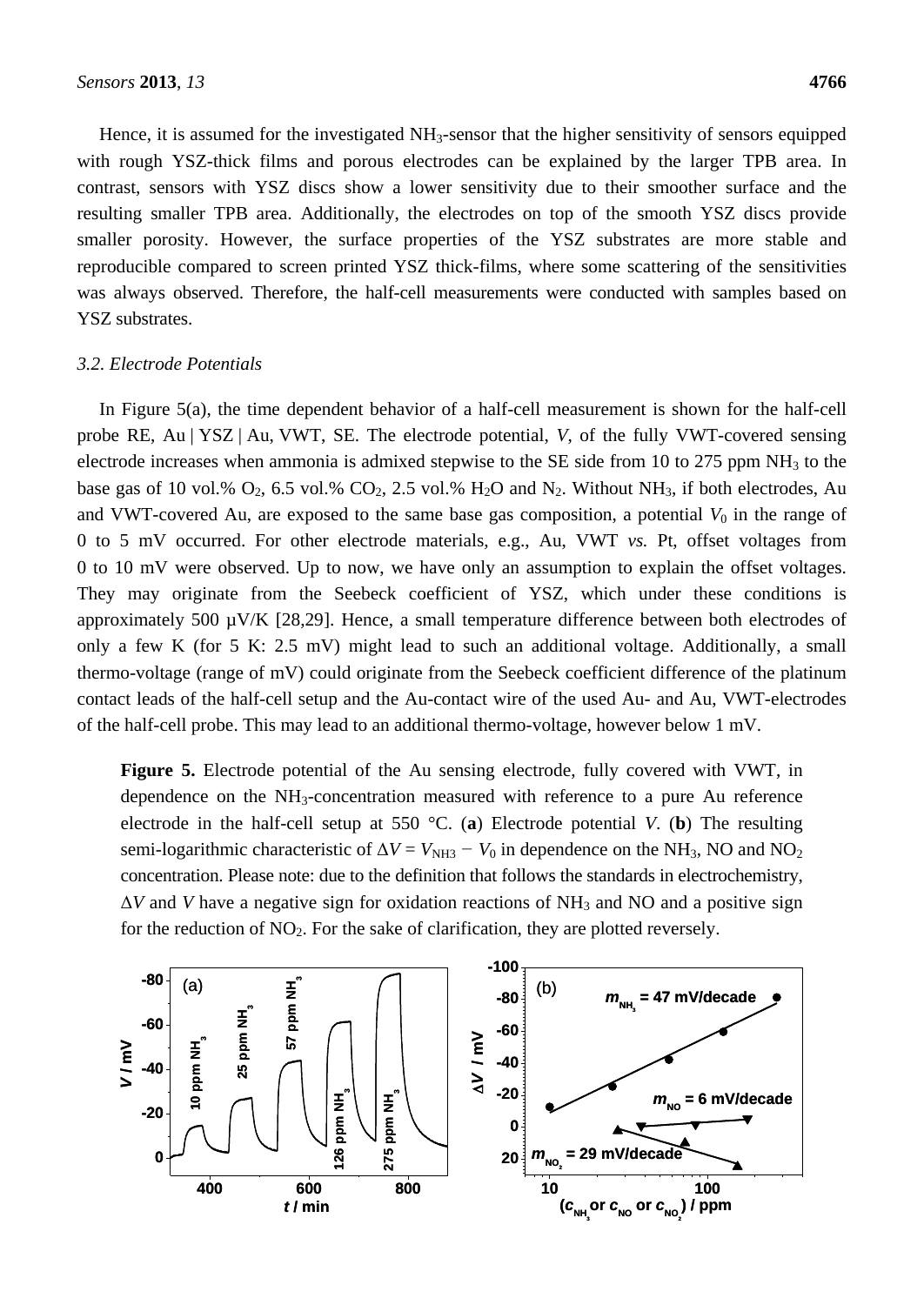Hence, it is assumed for the investigated $NH_3$-sensor that the higher sensitivity of sensors equipped with rough YSZ-thick films and porous electrodes can be explained by the larger TPB area. In contrast, sensors with YSZ discs show a lower sensitivity due to their smoother surface and the resulting smaller TPB area. Additionally, the electrodes on top of the smooth YSZ discs provide smaller porosity. However, the surface properties of the YSZ substrates are more stable and reproducible compared to screen printed YSZ thick-films, where some scattering of the sensitivities was always observed. Therefore, the half-cell measurements were conducted with samples based on YSZ substrates.

### *3.2. Electrode Potentials*

In Figure 5(a), the time dependent behavior of a half-cell measurement is shown for the half-cell probe RE, Au | YSZ | Au, VWT, SE. The electrode potential, $V$, of the fully VWT-covered sensing electrode increases when ammonia is admixed stepwise to the SE side from 10 to 275 ppm $NH_3$ to the base gas of 10 vol.% $O_2$, 6.5 vol.% $CO_2$, 2.5 vol.% $H_2O$ and $N_2$. Without $NH_3$, if both electrodes, Au and VWT-covered Au, are exposed to the same base gas composition, a potential $V_0$ in the range of 0 to 5 mV occurred. For other electrode materials, e.g., Au, VWT *vs.* Pt, offset voltages from 0 to 10 mV were observed. Up to now, we have only an assumption to explain the offset voltages. They may originate from the Seebeck coefficient of YSZ, which under these conditions is approximately 500 µV/K [28,29]. Hence, a small temperature difference between both electrodes of only a few K (for 5 K: 2.5 mV) might lead to such an additional voltage. Additionally, a small thermo-voltage (range of mV) could originate from the Seebeck coefficient difference of the platinum contact leads of the half-cell setup and the Au-contact wire of the used Au- and Au, VWT-electrodes of the half-cell probe. This may lead to an additional thermo-voltage, however below 1 mV.

**Figure 5.** Electrode potential of the Au sensing electrode, fully covered with VWT, in dependence on the $NH_3$-concentration measured with reference to a pure Au reference electrode in the half-cell setup at 550 °C. (**a**) Electrode potential $V$. (**b**) The resulting semi-logarithmic characteristic of $\Delta V = V_{NH3} - V_0$ in dependence on the $NH_3$, NO and $NO_2$ concentration. Please note: due to the definition that follows the standards in electrochemistry, $\Delta V$ and $V$ have a negative sign for oxidation reactions of $NH_3$ and NO and a positive sign for the reduction of $NO_2$. For the sake of clarification, they are plotted reversely.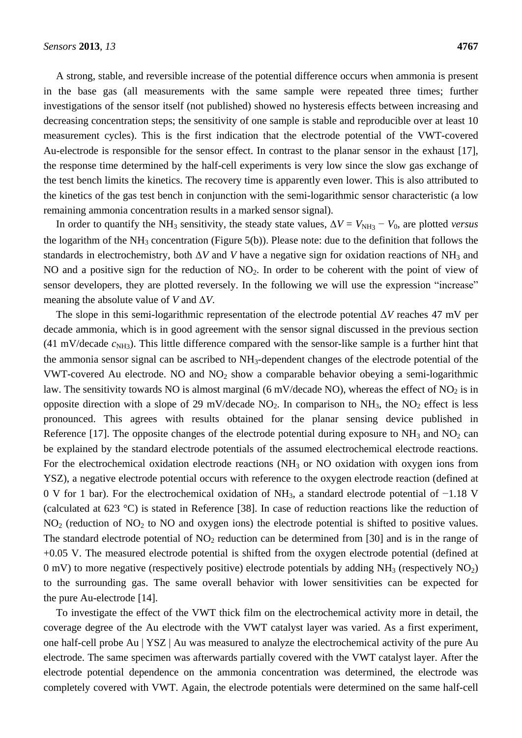A strong, stable, and reversible increase of the potential difference occurs when ammonia is present in the base gas (all measurements with the same sample were repeated three times; further investigations of the sensor itself (not published) showed no hysteresis effects between increasing and decreasing concentration steps; the sensitivity of one sample is stable and reproducible over at least 10 measurement cycles). This is the first indication that the electrode potential of the VWT-covered Au-electrode is responsible for the sensor effect. In contrast to the planar sensor in the exhaust [17], the response time determined by the half-cell experiments is very low since the slow gas exchange of the test bench limits the kinetics. The recovery time is apparently even lower. This is also attributed to the kinetics of the gas test bench in conjunction with the semi-logarithmic sensor characteristic (a low remaining ammonia concentration results in a marked sensor signal).

In order to quantify the $NH_3$ sensitivity, the steady state values, $\Delta V = V_{NH_3} - V_0$, are plotted *versus* the logarithm of the $NH_3$ concentration (Figure 5(b)). Please note: due to the definition that follows the standards in electrochemistry, both $\Delta V$ and $V$ have a negative sign for oxidation reactions of $NH_3$ and NO and a positive sign for the reduction of $NO_2$. In order to be coherent with the point of view of sensor developers, they are plotted reversely. In the following we will use the expression "increase" meaning the absolute value of $V$ and $\Delta V$.

The slope in this semi-logarithmic representation of the electrode potential $\Delta V$ reaches 47 mV per decade ammonia, which is in good agreement with the sensor signal discussed in the previous section (41 mV/decade $c_{NH_3}$). This little difference compared with the sensor-like sample is a further hint that the ammonia sensor signal can be ascribed to $NH_3$-dependent changes of the electrode potential of the VWT-covered Au electrode. NO and $NO_2$ show a comparable behavior obeying a semi-logarithmic law. The sensitivity towards NO is almost marginal (6 mV/decade NO), whereas the effect of $NO_2$ is in opposite direction with a slope of 29 mV/decade $NO_2$. In comparison to $NH_3$, the $NO_2$ effect is less pronounced. This agrees with results obtained for the planar sensing device published in Reference [17]. The opposite changes of the electrode potential during exposure to $NH_3$ and $NO_2$ can be explained by the standard electrode potentials of the assumed electrochemical electrode reactions. For the electrochemical oxidation electrode reactions ($NH_3$ or NO oxidation with oxygen ions from YSZ), a negative electrode potential occurs with reference to the oxygen electrode reaction (defined at 0 V for 1 bar). For the electrochemical oxidation of $NH_3$, a standard electrode potential of −1.18 V (calculated at 623 °C) is stated in Reference [38]. In case of reduction reactions like the reduction of $NO_2$ (reduction of $NO_2$ to NO and oxygen ions) the electrode potential is shifted to positive values. The standard electrode potential of $NO_2$ reduction can be determined from [30] and is in the range of +0.05 V. The measured electrode potential is shifted from the oxygen electrode potential (defined at 0 mV) to more negative (respectively positive) electrode potentials by adding $NH_3$ (respectively $NO_2$) to the surrounding gas. The same overall behavior with lower sensitivities can be expected for the pure Au-electrode [14].

To investigate the effect of the VWT thick film on the electrochemical activity more in detail, the coverage degree of the Au electrode with the VWT catalyst layer was varied. As a first experiment, one half-cell probe Au | YSZ | Au was measured to analyze the electrochemical activity of the pure Au electrode. The same specimen was afterwards partially covered with the VWT catalyst layer. After the electrode potential dependence on the ammonia concentration was determined, the electrode was completely covered with VWT. Again, the electrode potentials were determined on the same half-cell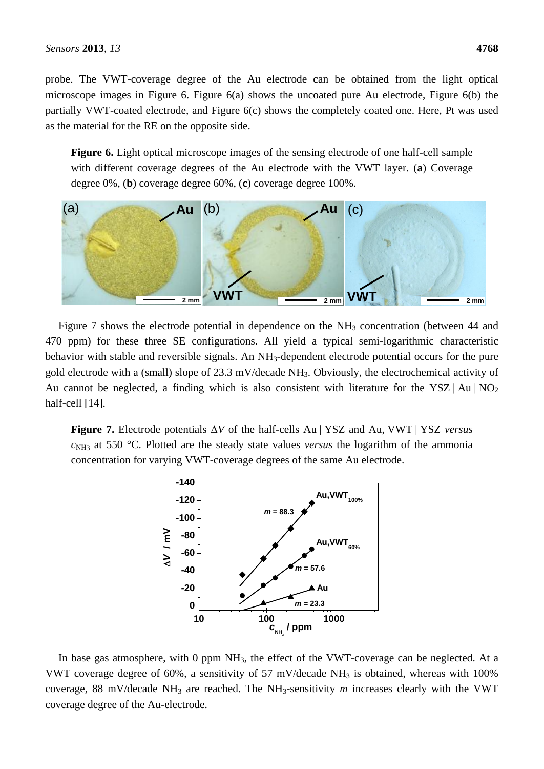probe. The VWT-coverage degree of the Au electrode can be obtained from the light optical microscope images in Figure 6. Figure 6(a) shows the uncoated pure Au electrode, Figure 6(b) the partially VWT-coated electrode, and Figure 6(c) shows the completely coated one. Here, Pt was used as the material for the RE on the opposite side.

**Figure 6.** Light optical microscope images of the sensing electrode of one half-cell sample with different coverage degrees of the Au electrode with the VWT layer. (**a**) Coverage degree 0%, (**b**) coverage degree 60%, (**c**) coverage degree 100%.

Figure 7 shows the electrode potential in dependence on the $NH_3$ concentration (between 44 and 470 ppm) for these three SE configurations. All yield a typical semi-logarithmic characteristic behavior with stable and reversible signals. An $NH_3$-dependent electrode potential occurs for the pure gold electrode with a (small) slope of 23.3 mV/decade $NH_3$. Obviously, the electrochemical activity of Au cannot be neglected, a finding which is also consistent with literature for the YSZ | Au | $NO_2$ half-cell [14].

**Figure 7.** Electrode potentials $\Delta V$ of the half-cells Au | YSZ and Au, VWT | YSZ *versus* $c_{NH3}$ at 550 °C. Plotted are the steady state values *versus* the logarithm of the ammonia concentration for varying VWT-coverage degrees of the same Au electrode.

In base gas atmosphere, with 0 ppm $NH_3$, the effect of the VWT-coverage can be neglected. At a VWT coverage degree of 60%, a sensitivity of 57 mV/decade $NH_3$ is obtained, whereas with 100% coverage, 88 mV/decade $NH_3$ are reached. The $NH_3$-sensitivity $m$ increases clearly with the VWT coverage degree of the Au-electrode.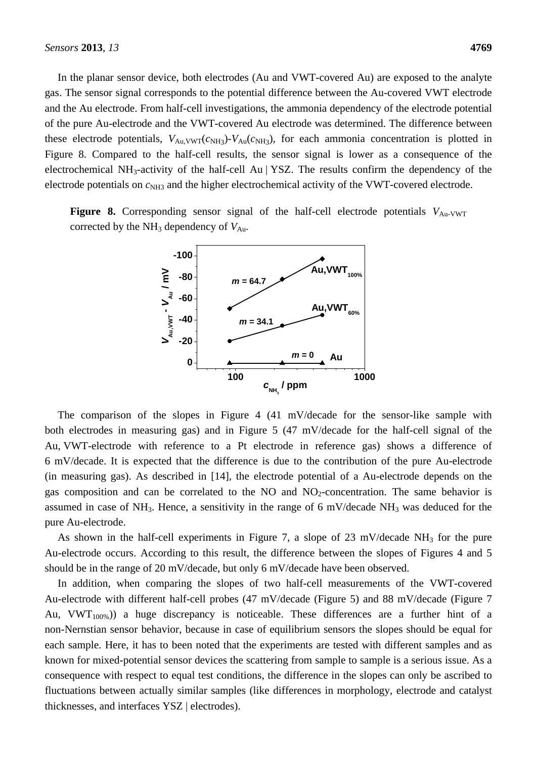In the planar sensor device, both electrodes (Au and VWT-covered Au) are exposed to the analyte gas. The sensor signal corresponds to the potential difference between the Au-covered VWT electrode and the Au electrode. From half-cell investigations, the ammonia dependency of the electrode potential of the pure Au-electrode and the VWT-covered Au electrode was determined. The difference between these electrode potentials, $V_{Au,VWT}(c_{NH3})$-$V_{Au}(c_{NH3})$, for each ammonia concentration is plotted in Figure 8. Compared to the half-cell results, the sensor signal is lower as a consequence of the electrochemical $NH_3$-activity of the half-cell Au | YSZ. The results confirm the dependency of the electrode potentials on $c_{NH3}$ and the higher electrochemical activity of the VWT-covered electrode.

**Figure 8.** Corresponding sensor signal of the half-cell electrode potentials $V_{Au\text{-}VWT}$ corrected by the $NH_3$ dependency of $V_{Au}$.

The comparison of the slopes in Figure 4 (41 mV/decade for the sensor-like sample with both electrodes in measuring gas) and in Figure 5 (47 mV/decade for the half-cell signal of the Au, VWT-electrode with reference to a Pt electrode in reference gas) shows a difference of 6 mV/decade. It is expected that the difference is due to the contribution of the pure Au-electrode (in measuring gas). As described in [14], the electrode potential of a Au-electrode depends on the gas composition and can be correlated to the NO and $NO_2$-concentration. The same behavior is assumed in case of $NH_3$. Hence, a sensitivity in the range of 6 mV/decade $NH_3$ was deduced for the pure Au-electrode.

As shown in the half-cell experiments in Figure 7, a slope of 23 mV/decade $NH_3$ for the pure Au-electrode occurs. According to this result, the difference between the slopes of Figures 4 and 5 should be in the range of 20 mV/decade, but only 6 mV/decade have been observed.

In addition, when comparing the slopes of two half-cell measurements of the VWT-covered Au-electrode with different half-cell probes (47 mV/decade (Figure 5) and 88 mV/decade (Figure 7 Au, $VWT_{100\%}$)) a huge discrepancy is noticeable. These differences are a further hint of a non-Nernstian sensor behavior, because in case of equilibrium sensors the slopes should be equal for each sample. Here, it has to been noted that the experiments are tested with different samples and as known for mixed-potential sensor devices the scattering from sample to sample is a serious issue. As a consequence with respect to equal test conditions, the difference in the slopes can only be ascribed to fluctuations between actually similar samples (like differences in morphology, electrode and catalyst thicknesses, and interfaces YSZ | electrodes).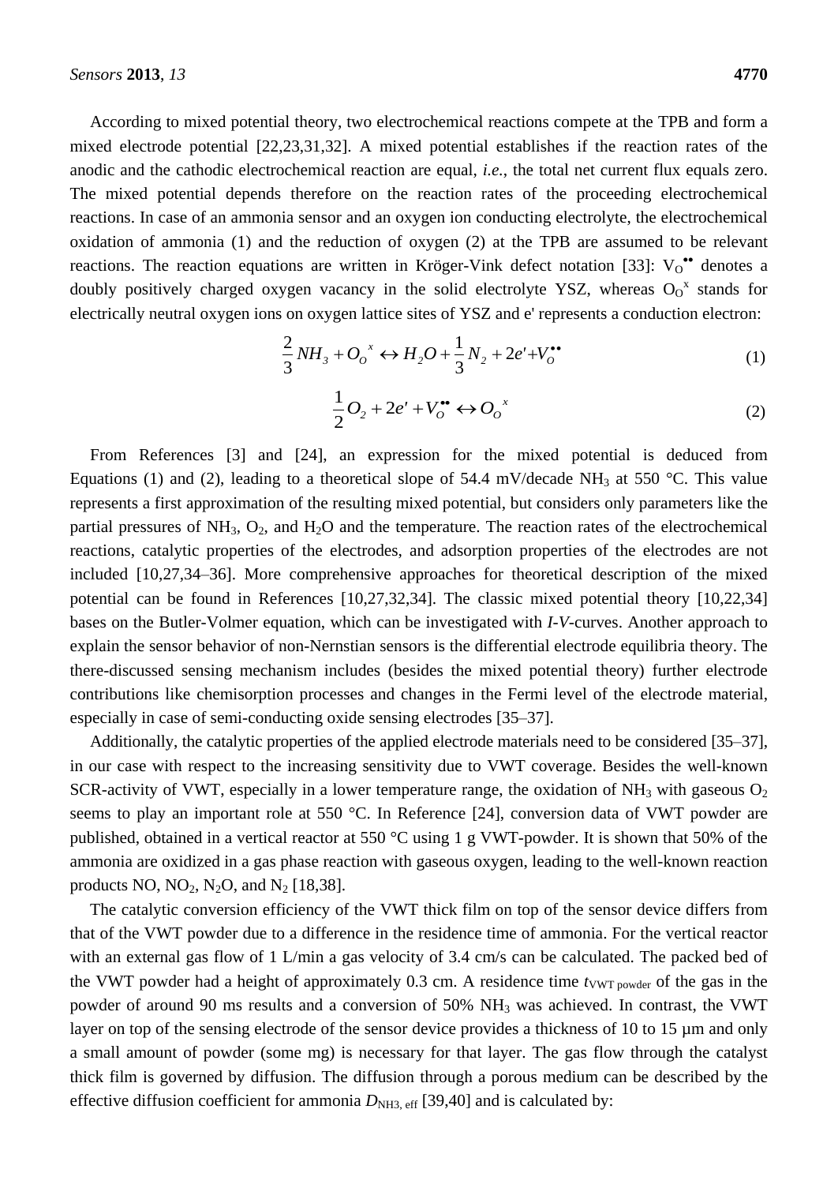According to mixed potential theory, two electrochemical reactions compete at the TPB and form a mixed electrode potential [22,23,31,32]. A mixed potential establishes if the reaction rates of the anodic and the cathodic electrochemical reaction are equal, *i.e.*, the total net current flux equals zero. The mixed potential depends therefore on the reaction rates of the proceeding electrochemical reactions. In case of an ammonia sensor and an oxygen ion conducting electrolyte, the electrochemical oxidation of ammonia (1) and the reduction of oxygen (2) at the TPB are assumed to be relevant reactions. The reaction equations are written in Kröger-Vink defect notation [33]: $V_O^{\bullet\bullet}$ denotes a doubly positively charged oxygen vacancy in the solid electrolyte YSZ, whereas $O_O^x$ stands for electrically neutral oxygen ions on oxygen lattice sites of YSZ and e' represents a conduction electron:

$$\frac{2}{3}NH_3 + O_O^{\,x} \leftrightarrow H_2O + \frac{1}{3}N_2 + 2e' + V_O^{\bullet\bullet} \tag{1}$$

$$\frac{1}{2}O_2 + 2e' + V_O^{\bullet\bullet} \leftrightarrow O_O^{\,x} \tag{2}$$

From References [3] and [24], an expression for the mixed potential is deduced from Equations (1) and (2), leading to a theoretical slope of 54.4 mV/decade $NH_3$ at 550 °C. This value represents a first approximation of the resulting mixed potential, but considers only parameters like the partial pressures of $NH_3$, $O_2$, and $H_2O$ and the temperature. The reaction rates of the electrochemical reactions, catalytic properties of the electrodes, and adsorption properties of the electrodes are not included [10,27,34–36]. More comprehensive approaches for theoretical description of the mixed potential can be found in References [10,27,32,34]. The classic mixed potential theory [10,22,34] bases on the Butler-Volmer equation, which can be investigated with *I-V*-curves. Another approach to explain the sensor behavior of non-Nernstian sensors is the differential electrode equilibria theory. The there-discussed sensing mechanism includes (besides the mixed potential theory) further electrode contributions like chemisorption processes and changes in the Fermi level of the electrode material, especially in case of semi-conducting oxide sensing electrodes [35–37].

Additionally, the catalytic properties of the applied electrode materials need to be considered [35–37], in our case with respect to the increasing sensitivity due to VWT coverage. Besides the well-known SCR-activity of VWT, especially in a lower temperature range, the oxidation of $NH_3$ with gaseous $O_2$ seems to play an important role at 550 °C. In Reference [24], conversion data of VWT powder are published, obtained in a vertical reactor at 550 °C using 1 g VWT-powder. It is shown that 50% of the ammonia are oxidized in a gas phase reaction with gaseous oxygen, leading to the well-known reaction products NO, $NO_2$, $N_2O$, and $N_2$ [18,38].

The catalytic conversion efficiency of the VWT thick film on top of the sensor device differs from that of the VWT powder due to a difference in the residence time of ammonia. For the vertical reactor with an external gas flow of 1 L/min a gas velocity of 3.4 cm/s can be calculated. The packed bed of the VWT powder had a height of approximately 0.3 cm. A residence time $t_{\text{VWT powder}}$ of the gas in the powder of around 90 ms results and a conversion of 50% $NH_3$ was achieved. In contrast, the VWT layer on top of the sensing electrode of the sensor device provides a thickness of 10 to 15 µm and only a small amount of powder (some mg) is necessary for that layer. The gas flow through the catalyst thick film is governed by diffusion. The diffusion through a porous medium can be described by the effective diffusion coefficient for ammonia $D_{\text{NH3, eff}}$ [39,40] and is calculated by: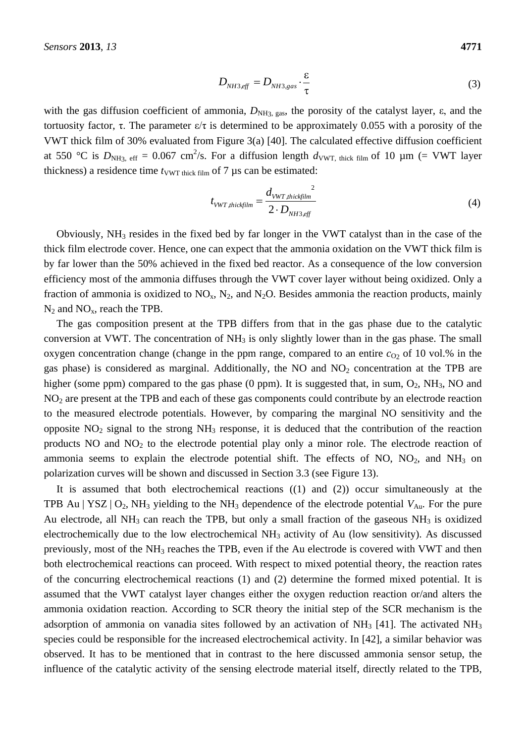$$D_{NH3,eff} = D_{NH3,gas} \cdot \frac{\varepsilon}{\tau} \tag{3}$$

with the gas diffusion coefficient of ammonia, $D_{NH3,\ gas}$, the porosity of the catalyst layer, ε, and the tortuosity factor, τ. The parameter ε/τ is determined to be approximately 0.055 with a porosity of the VWT thick film of 30% evaluated from Figure 3(a) [40]. The calculated effective diffusion coefficient at 550 °C is $D_{NH3,\ eff}$ = 0.067 $cm^2/s$. For a diffusion length $d_{VWT,\ thick\ film}$ of 10 µm (= VWT layer thickness) a residence time $t_{VWT\ thick\ film}$ of 7 µs can be estimated:

$$t_{VWT,thickfilm} = \frac{d_{VWT,thickfilm}^{\ \ 2}}{2 \cdot D_{NH3,eff}} \tag{4}$$

Obviously, $NH_3$ resides in the fixed bed by far longer in the VWT catalyst than in the case of the thick film electrode cover. Hence, one can expect that the ammonia oxidation on the VWT thick film is by far lower than the 50% achieved in the fixed bed reactor. As a consequence of the low conversion efficiency most of the ammonia diffuses through the VWT cover layer without being oxidized. Only a fraction of ammonia is oxidized to $NO_x$, $N_2$, and $N_2O$. Besides ammonia the reaction products, mainly $N_2$ and $NO_x$, reach the TPB.

The gas composition present at the TPB differs from that in the gas phase due to the catalytic conversion at VWT. The concentration of $NH_3$ is only slightly lower than in the gas phase. The small oxygen concentration change (change in the ppm range, compared to an entire $c_{O2}$ of 10 vol.% in the gas phase) is considered as marginal. Additionally, the NO and $NO_2$ concentration at the TPB are higher (some ppm) compared to the gas phase (0 ppm). It is suggested that, in sum, $O_2$, $NH_3$, NO and $NO_2$ are present at the TPB and each of these gas components could contribute by an electrode reaction to the measured electrode potentials. However, by comparing the marginal NO sensitivity and the opposite $NO_2$ signal to the strong $NH_3$ response, it is deduced that the contribution of the reaction products NO and $NO_2$ to the electrode potential play only a minor role. The electrode reaction of ammonia seems to explain the electrode potential shift. The effects of NO, $NO_2$, and $NH_3$ on polarization curves will be shown and discussed in Section 3.3 (see Figure 13).

It is assumed that both electrochemical reactions ((1) and (2)) occur simultaneously at the TPB Au | YSZ | $O_2$, $NH_3$ yielding to the $NH_3$ dependence of the electrode potential $V_{Au}$. For the pure Au electrode, all $NH_3$ can reach the TPB, but only a small fraction of the gaseous $NH_3$ is oxidized electrochemically due to the low electrochemical $NH_3$ activity of Au (low sensitivity). As discussed previously, most of the $NH_3$ reaches the TPB, even if the Au electrode is covered with VWT and then both electrochemical reactions can proceed. With respect to mixed potential theory, the reaction rates of the concurring electrochemical reactions (1) and (2) determine the formed mixed potential. It is assumed that the VWT catalyst layer changes either the oxygen reduction reaction or/and alters the ammonia oxidation reaction. According to SCR theory the initial step of the SCR mechanism is the adsorption of ammonia on vanadia sites followed by an activation of $NH_3$ [41]. The activated $NH_3$ species could be responsible for the increased electrochemical activity. In [42], a similar behavior was observed. It has to be mentioned that in contrast to the here discussed ammonia sensor setup, the influence of the catalytic activity of the sensing electrode material itself, directly related to the TPB,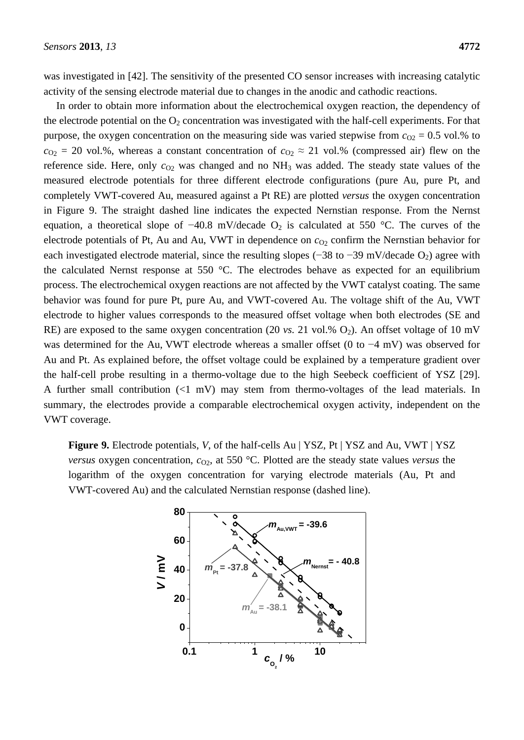was investigated in [42]. The sensitivity of the presented CO sensor increases with increasing catalytic activity of the sensing electrode material due to changes in the anodic and cathodic reactions.

In order to obtain more information about the electrochemical oxygen reaction, the dependency of the electrode potential on the $O_2$ concentration was investigated with the half-cell experiments. For that purpose, the oxygen concentration on the measuring side was varied stepwise from $c_{O2}$ = 0.5 vol.% to $c_{O2}$ = 20 vol.%, whereas a constant concentration of $c_{O2}$ ≈ 21 vol.% (compressed air) flew on the reference side. Here, only $c_{O2}$ was changed and no $NH_3$ was added. The steady state values of the measured electrode potentials for three different electrode configurations (pure Au, pure Pt, and completely VWT-covered Au, measured against a Pt RE) are plotted *versus* the oxygen concentration in Figure 9. The straight dashed line indicates the expected Nernstian response. From the Nernst equation, a theoretical slope of −40.8 mV/decade $O_2$ is calculated at 550 °C. The curves of the electrode potentials of Pt, Au and Au, VWT in dependence on $c_{O2}$ confirm the Nernstian behavior for each investigated electrode material, since the resulting slopes (−38 to −39 mV/decade $O_2$) agree with the calculated Nernst response at 550 °C. The electrodes behave as expected for an equilibrium process. The electrochemical oxygen reactions are not affected by the VWT catalyst coating. The same behavior was found for pure Pt, pure Au, and VWT-covered Au. The voltage shift of the Au, VWT electrode to higher values corresponds to the measured offset voltage when both electrodes (SE and RE) are exposed to the same oxygen concentration (20 *vs.* 21 vol.% $O_2$). An offset voltage of 10 mV was determined for the Au, VWT electrode whereas a smaller offset (0 to −4 mV) was observed for Au and Pt. As explained before, the offset voltage could be explained by a temperature gradient over the half-cell probe resulting in a thermo-voltage due to the high Seebeck coefficient of YSZ [29]. A further small contribution (<1 mV) may stem from thermo-voltages of the lead materials. In summary, the electrodes provide a comparable electrochemical oxygen activity, independent on the VWT coverage.

**Figure 9.** Electrode potentials, *V*, of the half-cells Au | YSZ, Pt | YSZ and Au, VWT | YSZ *versus* oxygen concentration, $c_{O2}$, at 550 °C. Plotted are the steady state values *versus* the logarithm of the oxygen concentration for varying electrode materials (Au, Pt and VWT-covered Au) and the calculated Nernstian response (dashed line).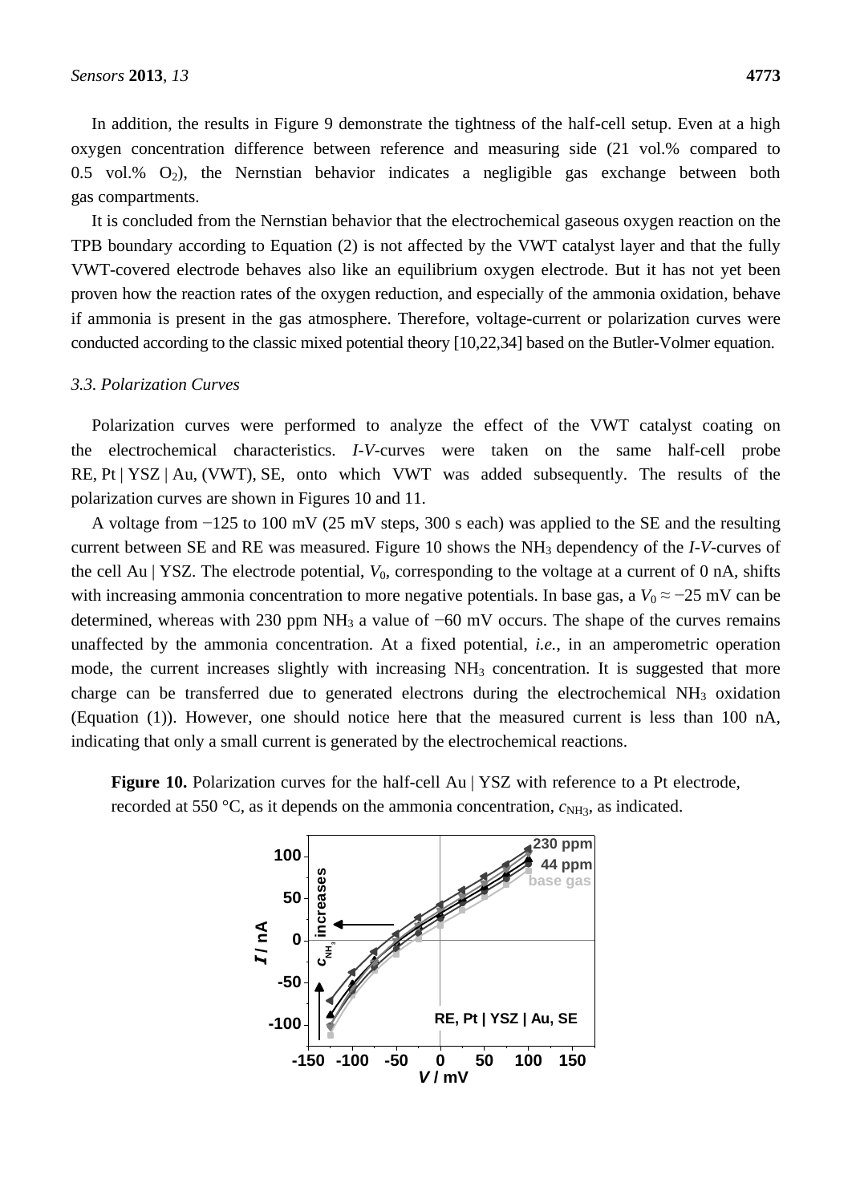In addition, the results in Figure 9 demonstrate the tightness of the half-cell setup. Even at a high oxygen concentration difference between reference and measuring side (21 vol.% compared to 0.5 vol.% $O_2$), the Nernstian behavior indicates a negligible gas exchange between both gas compartments.

It is concluded from the Nernstian behavior that the electrochemical gaseous oxygen reaction on the TPB boundary according to Equation (2) is not affected by the VWT catalyst layer and that the fully VWT-covered electrode behaves also like an equilibrium oxygen electrode. But it has not yet been proven how the reaction rates of the oxygen reduction, and especially of the ammonia oxidation, behave if ammonia is present in the gas atmosphere. Therefore, voltage-current or polarization curves were conducted according to the classic mixed potential theory [10,22,34] based on the Butler-Volmer equation.

### 3.3. Polarization Curves

Polarization curves were performed to analyze the effect of the VWT catalyst coating on the electrochemical characteristics. *I-V*-curves were taken on the same half-cell probe RE, Pt | YSZ | Au, (VWT), SE, onto which VWT was added subsequently. The results of the polarization curves are shown in Figures 10 and 11.

A voltage from −125 to 100 mV (25 mV steps, 300 s each) was applied to the SE and the resulting current between SE and RE was measured. Figure 10 shows the $NH_3$ dependency of the *I-V*-curves of the cell Au | YSZ. The electrode potential, $V_0$, corresponding to the voltage at a current of 0 nA, shifts with increasing ammonia concentration to more negative potentials. In base gas, a $V_0 \approx -25$ mV can be determined, whereas with 230 ppm $NH_3$ a value of −60 mV occurs. The shape of the curves remains unaffected by the ammonia concentration. At a fixed potential, *i.e.*, in an amperometric operation mode, the current increases slightly with increasing $NH_3$ concentration. It is suggested that more charge can be transferred due to generated electrons during the electrochemical $NH_3$ oxidation (Equation (1)). However, one should notice here that the measured current is less than 100 nA, indicating that only a small current is generated by the electrochemical reactions.

**Figure 10.** Polarization curves for the half-cell Au | YSZ with reference to a Pt electrode, recorded at 550 °C, as it depends on the ammonia concentration, $c_{NH3}$, as indicated.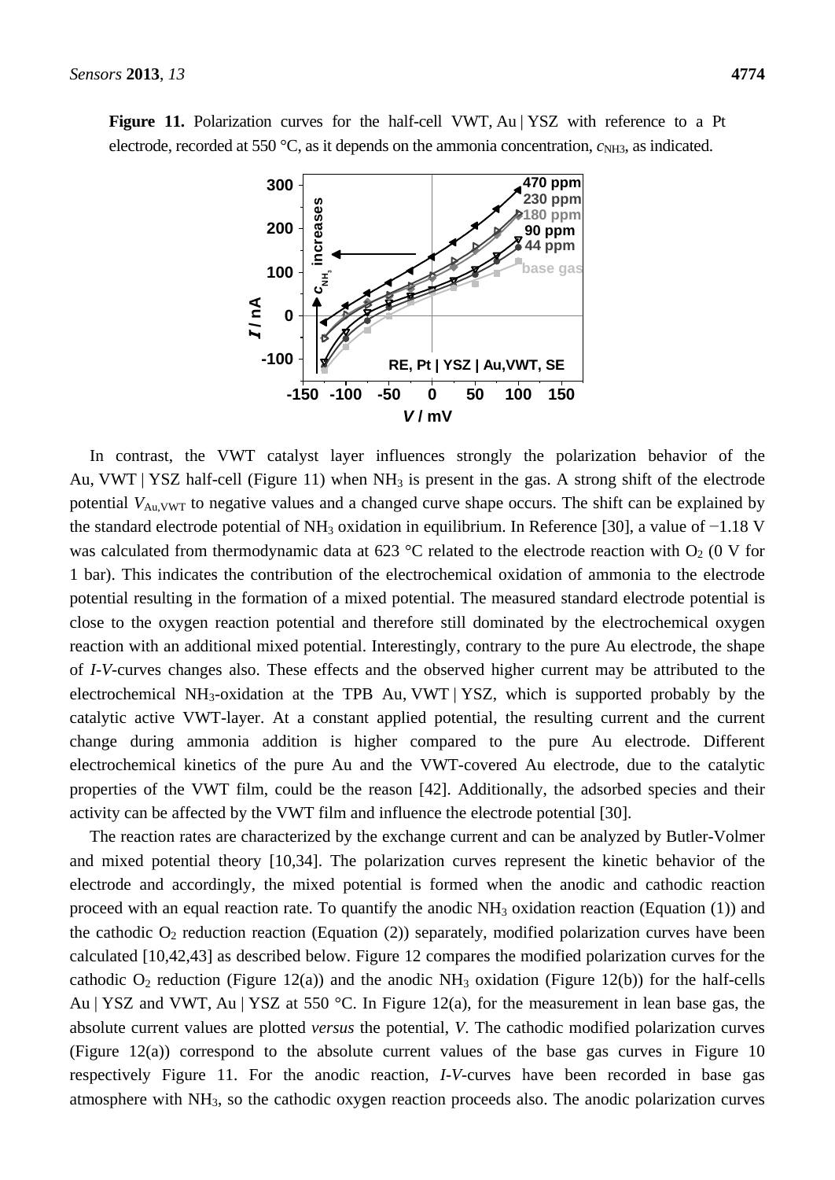**Figure 11.** Polarization curves for the half-cell VWT, Au | YSZ with reference to a Pt electrode, recorded at 550 °C, as it depends on the ammonia concentration, $c_{NH3}$, as indicated.

In contrast, the VWT catalyst layer influences strongly the polarization behavior of the Au, VWT | YSZ half-cell (Figure 11) when $NH_3$ is present in the gas. A strong shift of the electrode potential $V_{Au,VWT}$ to negative values and a changed curve shape occurs. The shift can be explained by the standard electrode potential of $NH_3$ oxidation in equilibrium. In Reference [30], a value of −1.18 V was calculated from thermodynamic data at 623 °C related to the electrode reaction with $O_2$ (0 V for 1 bar). This indicates the contribution of the electrochemical oxidation of ammonia to the electrode potential resulting in the formation of a mixed potential. The measured standard electrode potential is close to the oxygen reaction potential and therefore still dominated by the electrochemical oxygen reaction with an additional mixed potential. Interestingly, contrary to the pure Au electrode, the shape of *I-V*-curves changes also. These effects and the observed higher current may be attributed to the electrochemical $NH_3$-oxidation at the TPB Au, VWT | YSZ, which is supported probably by the catalytic active VWT-layer. At a constant applied potential, the resulting current and the current change during ammonia addition is higher compared to the pure Au electrode. Different electrochemical kinetics of the pure Au and the VWT-covered Au electrode, due to the catalytic properties of the VWT film, could be the reason [42]. Additionally, the adsorbed species and their activity can be affected by the VWT film and influence the electrode potential [30].

The reaction rates are characterized by the exchange current and can be analyzed by Butler-Volmer and mixed potential theory [10,34]. The polarization curves represent the kinetic behavior of the electrode and accordingly, the mixed potential is formed when the anodic and cathodic reaction proceed with an equal reaction rate. To quantify the anodic $NH_3$ oxidation reaction (Equation (1)) and the cathodic $O_2$ reduction reaction (Equation (2)) separately, modified polarization curves have been calculated [10,42,43] as described below. Figure 12 compares the modified polarization curves for the cathodic $O_2$ reduction (Figure 12(a)) and the anodic $NH_3$ oxidation (Figure 12(b)) for the half-cells Au | YSZ and VWT, Au | YSZ at 550 °C. In Figure 12(a), for the measurement in lean base gas, the absolute current values are plotted *versus* the potential, *V*. The cathodic modified polarization curves (Figure 12(a)) correspond to the absolute current values of the base gas curves in Figure 10 respectively Figure 11. For the anodic reaction, *I-V*-curves have been recorded in base gas atmosphere with $NH_3$, so the cathodic oxygen reaction proceeds also. The anodic polarization curves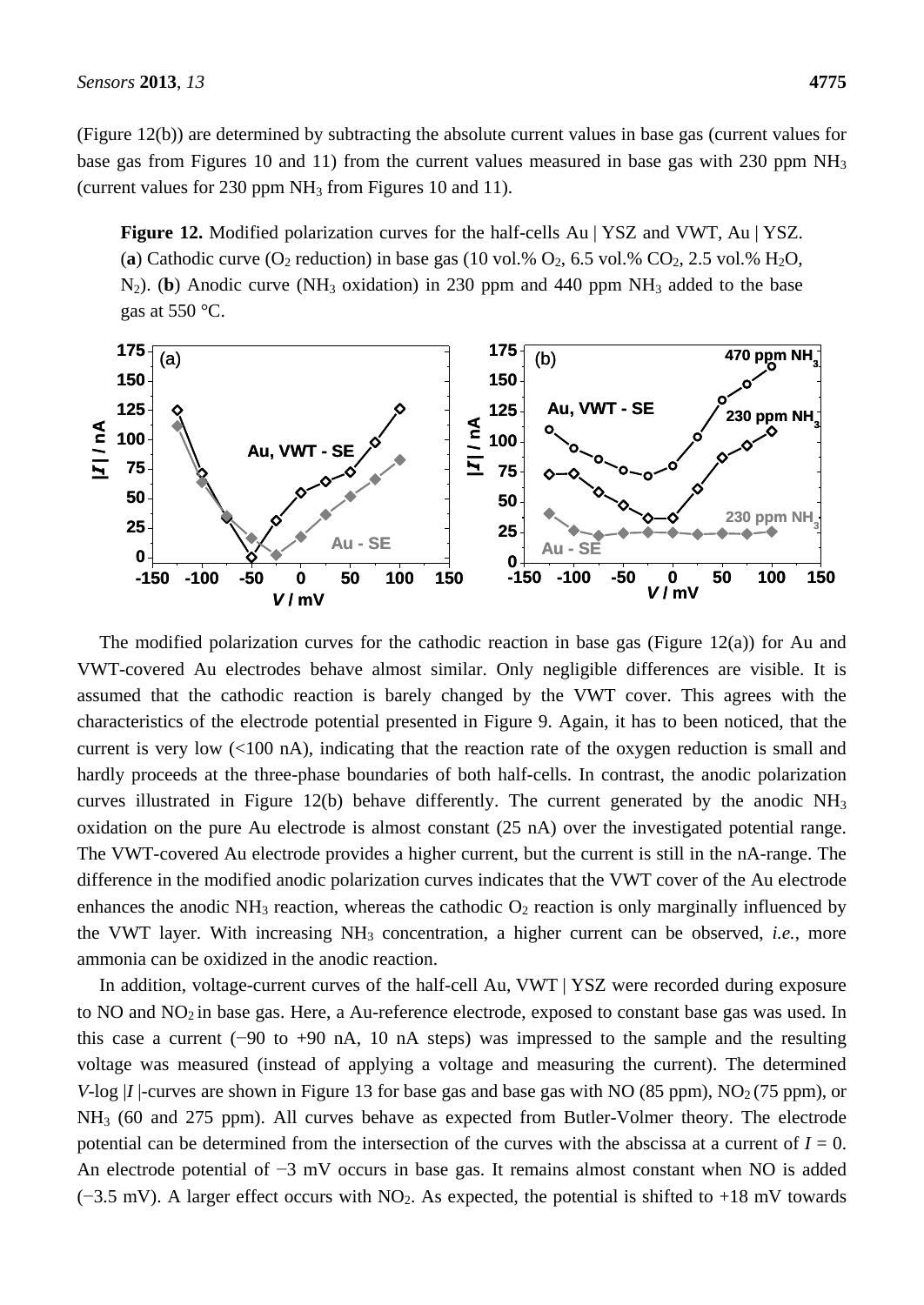(Figure 12(b)) are determined by subtracting the absolute current values in base gas (current values for base gas from Figures 10 and 11) from the current values measured in base gas with 230 ppm $NH_3$ (current values for 230 ppm $NH_3$ from Figures 10 and 11).

**Figure 12.** Modified polarization curves for the half-cells Au | YSZ and VWT, Au | YSZ. (**a**) Cathodic curve ($O_2$ reduction) in base gas (10 vol.% $O_2$, 6.5 vol.% $CO_2$, 2.5 vol.% $H_2O$, $N_2$). (**b**) Anodic curve ($NH_3$ oxidation) in 230 ppm and 440 ppm $NH_3$ added to the base gas at 550 °C.

The modified polarization curves for the cathodic reaction in base gas (Figure 12(a)) for Au and VWT-covered Au electrodes behave almost similar. Only negligible differences are visible. It is assumed that the cathodic reaction is barely changed by the VWT cover. This agrees with the characteristics of the electrode potential presented in Figure 9. Again, it has to been noticed, that the current is very low (<100 nA), indicating that the reaction rate of the oxygen reduction is small and hardly proceeds at the three-phase boundaries of both half-cells. In contrast, the anodic polarization curves illustrated in Figure 12(b) behave differently. The current generated by the anodic $NH_3$ oxidation on the pure Au electrode is almost constant (25 nA) over the investigated potential range. The VWT-covered Au electrode provides a higher current, but the current is still in the nA-range. The difference in the modified anodic polarization curves indicates that the VWT cover of the Au electrode enhances the anodic $NH_3$ reaction, whereas the cathodic $O_2$ reaction is only marginally influenced by the VWT layer. With increasing $NH_3$ concentration, a higher current can be observed, *i.e.*, more ammonia can be oxidized in the anodic reaction.

In addition, voltage-current curves of the half-cell Au, VWT | YSZ were recorded during exposure to NO and $NO_2$ in base gas. Here, a Au-reference electrode, exposed to constant base gas was used. In this case a current (−90 to +90 nA, 10 nA steps) was impressed to the sample and the resulting voltage was measured (instead of applying a voltage and measuring the current). The determined $V$-log $|I|$-curves are shown in Figure 13 for base gas and base gas with NO (85 ppm), $NO_2$ (75 ppm), or $NH_3$ (60 and 275 ppm). All curves behave as expected from Butler-Volmer theory. The electrode potential can be determined from the intersection of the curves with the abscissa at a current of $I = 0$. An electrode potential of −3 mV occurs in base gas. It remains almost constant when NO is added (−3.5 mV). A larger effect occurs with $NO_2$. As expected, the potential is shifted to +18 mV towards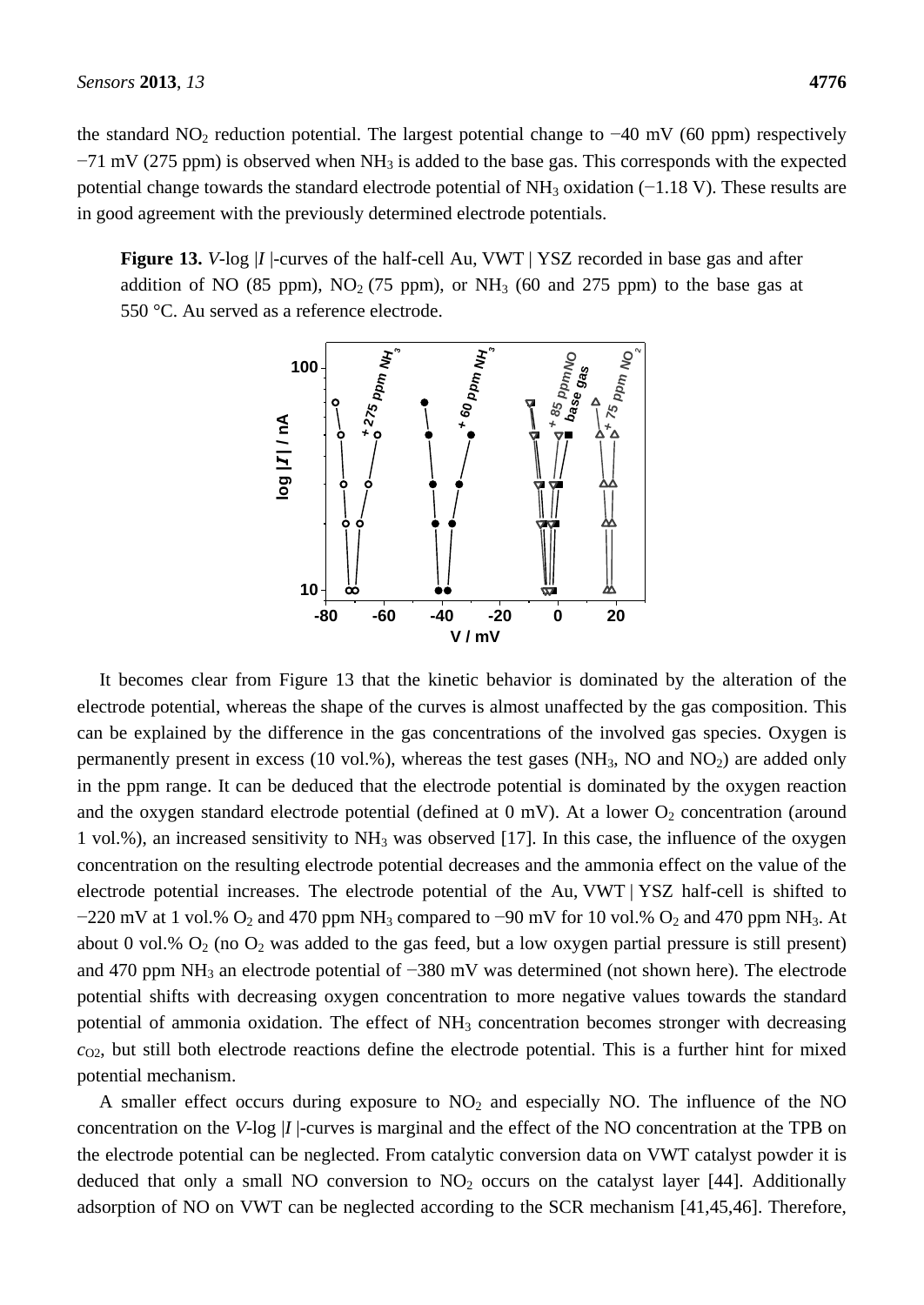the standard $NO_2$ reduction potential. The largest potential change to −40 mV (60 ppm) respectively −71 mV (275 ppm) is observed when $NH_3$ is added to the base gas. This corresponds with the expected potential change towards the standard electrode potential of $NH_3$ oxidation (−1.18 V). These results are in good agreement with the previously determined electrode potentials.

**Figure 13.** *V*-log |*I* |-curves of the half-cell Au, VWT | YSZ recorded in base gas and after addition of NO (85 ppm), $NO_2$ (75 ppm), or $NH_3$ (60 and 275 ppm) to the base gas at 550 °C. Au served as a reference electrode.

It becomes clear from Figure 13 that the kinetic behavior is dominated by the alteration of the electrode potential, whereas the shape of the curves is almost unaffected by the gas composition. This can be explained by the difference in the gas concentrations of the involved gas species. Oxygen is permanently present in excess (10 vol.%), whereas the test gases ($NH_3$, NO and $NO_2$) are added only in the ppm range. It can be deduced that the electrode potential is dominated by the oxygen reaction and the oxygen standard electrode potential (defined at 0 mV). At a lower $O_2$ concentration (around 1 vol.%), an increased sensitivity to $NH_3$ was observed [17]. In this case, the influence of the oxygen concentration on the resulting electrode potential decreases and the ammonia effect on the value of the electrode potential increases. The electrode potential of the Au, VWT | YSZ half-cell is shifted to −220 mV at 1 vol.% $O_2$ and 470 ppm $NH_3$ compared to −90 mV for 10 vol.% $O_2$ and 470 ppm $NH_3$. At about 0 vol.% $O_2$ (no $O_2$ was added to the gas feed, but a low oxygen partial pressure is still present) and 470 ppm $NH_3$ an electrode potential of −380 mV was determined (not shown here). The electrode potential shifts with decreasing oxygen concentration to more negative values towards the standard potential of ammonia oxidation. The effect of $NH_3$ concentration becomes stronger with decreasing $c_{O2}$, but still both electrode reactions define the electrode potential. This is a further hint for mixed potential mechanism.

A smaller effect occurs during exposure to $NO_2$ and especially NO. The influence of the NO concentration on the *V*-log |*I* |-curves is marginal and the effect of the NO concentration at the TPB on the electrode potential can be neglected. From catalytic conversion data on VWT catalyst powder it is deduced that only a small NO conversion to $NO_2$ occurs on the catalyst layer [44]. Additionally adsorption of NO on VWT can be neglected according to the SCR mechanism [41,45,46]. Therefore,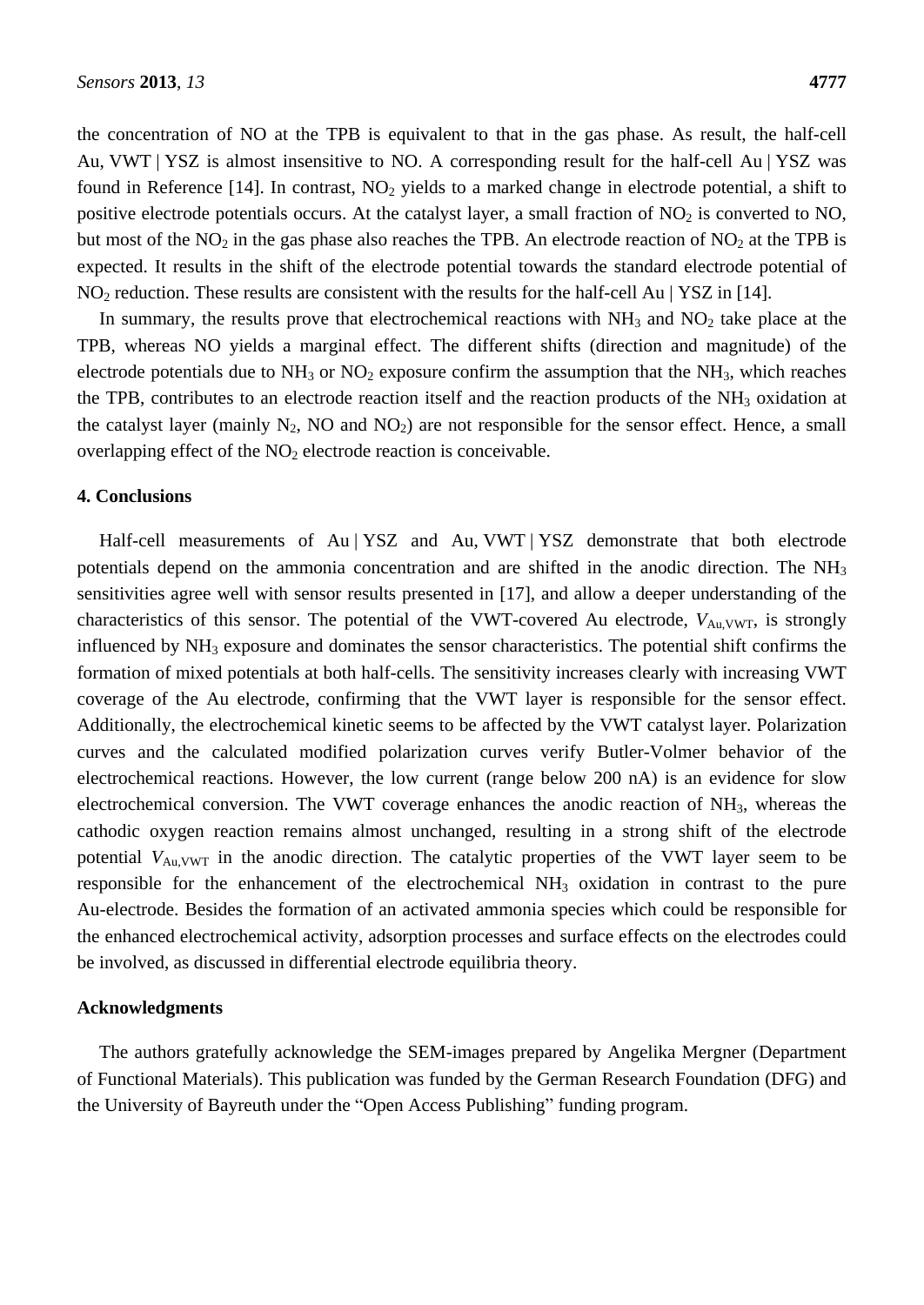the concentration of NO at the TPB is equivalent to that in the gas phase. As result, the half-cell Au, VWT | YSZ is almost insensitive to NO. A corresponding result for the half-cell Au | YSZ was found in Reference [14]. In contrast, $NO_2$ yields to a marked change in electrode potential, a shift to positive electrode potentials occurs. At the catalyst layer, a small fraction of $NO_2$ is converted to NO, but most of the $NO_2$ in the gas phase also reaches the TPB. An electrode reaction of $NO_2$ at the TPB is expected. It results in the shift of the electrode potential towards the standard electrode potential of $NO_2$ reduction. These results are consistent with the results for the half-cell Au | YSZ in [14].

In summary, the results prove that electrochemical reactions with $NH_3$ and $NO_2$ take place at the TPB, whereas NO yields a marginal effect. The different shifts (direction and magnitude) of the electrode potentials due to $NH_3$ or $NO_2$ exposure confirm the assumption that the $NH_3$, which reaches the TPB, contributes to an electrode reaction itself and the reaction products of the $NH_3$ oxidation at the catalyst layer (mainly $N_2$, NO and $NO_2$) are not responsible for the sensor effect. Hence, a small overlapping effect of the $NO_2$ electrode reaction is conceivable.

## 4. Conclusions

Half-cell measurements of Au | YSZ and Au, VWT | YSZ demonstrate that both electrode potentials depend on the ammonia concentration and are shifted in the anodic direction. The $NH_3$ sensitivities agree well with sensor results presented in [17], and allow a deeper understanding of the characteristics of this sensor. The potential of the VWT-covered Au electrode, $V_{Au,VWT}$, is strongly influenced by $NH_3$ exposure and dominates the sensor characteristics. The potential shift confirms the formation of mixed potentials at both half-cells. The sensitivity increases clearly with increasing VWT coverage of the Au electrode, confirming that the VWT layer is responsible for the sensor effect. Additionally, the electrochemical kinetic seems to be affected by the VWT catalyst layer. Polarization curves and the calculated modified polarization curves verify Butler-Volmer behavior of the electrochemical reactions. However, the low current (range below 200 nA) is an evidence for slow electrochemical conversion. The VWT coverage enhances the anodic reaction of $NH_3$, whereas the cathodic oxygen reaction remains almost unchanged, resulting in a strong shift of the electrode potential $V_{Au,VWT}$ in the anodic direction. The catalytic properties of the VWT layer seem to be responsible for the enhancement of the electrochemical $NH_3$ oxidation in contrast to the pure Au-electrode. Besides the formation of an activated ammonia species which could be responsible for the enhanced electrochemical activity, adsorption processes and surface effects on the electrodes could be involved, as discussed in differential electrode equilibria theory.

## Acknowledgments

The authors gratefully acknowledge the SEM-images prepared by Angelika Mergner (Department of Functional Materials). This publication was funded by the German Research Foundation (DFG) and the University of Bayreuth under the "Open Access Publishing" funding program.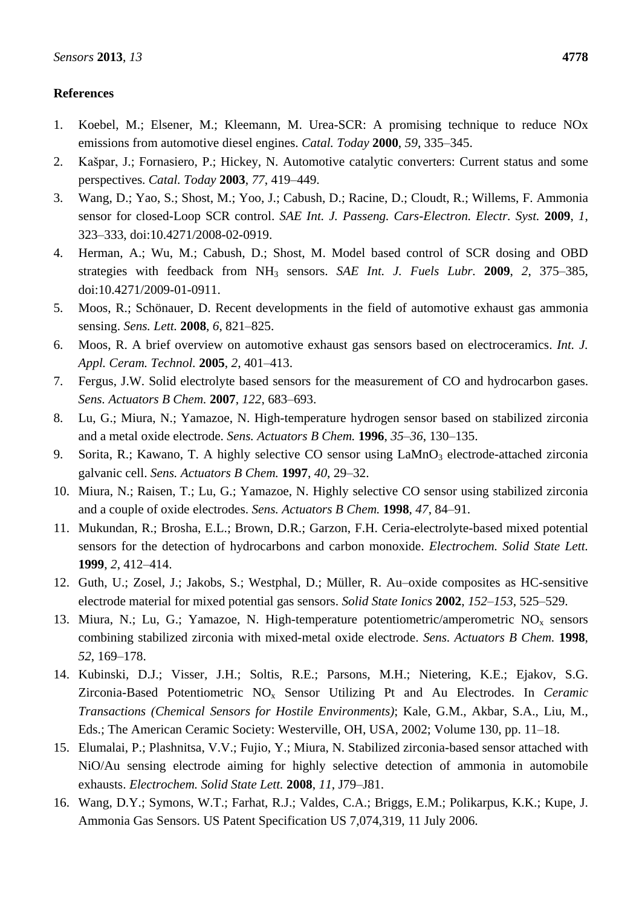## References

1. Koebel, M.; Elsener, M.; Kleemann, M. Urea-SCR: A promising technique to reduce NOx emissions from automotive diesel engines. *Catal. Today* **2000**, *59*, 335–345.
2. Kašpar, J.; Fornasiero, P.; Hickey, N. Automotive catalytic converters: Current status and some perspectives. *Catal. Today* **2003**, *77*, 419–449.
3. Wang, D.; Yao, S.; Shost, M.; Yoo, J.; Cabush, D.; Racine, D.; Cloudt, R.; Willems, F. Ammonia sensor for closed-Loop SCR control. *SAE Int. J. Passeng. Cars-Electron. Electr. Syst.* **2009**, *1*, 323–333, doi:10.4271/2008-02-0919.
4. Herman, A.; Wu, M.; Cabush, D.; Shost, M. Model based control of SCR dosing and OBD strategies with feedback from $NH_3$ sensors. *SAE Int. J. Fuels Lubr.* **2009**, *2*, 375–385, doi:10.4271/2009-01-0911.
5. Moos, R.; Schönauer, D. Recent developments in the field of automotive exhaust gas ammonia sensing. *Sens. Lett.* **2008**, *6*, 821–825.
6. Moos, R. A brief overview on automotive exhaust gas sensors based on electroceramics. *Int. J. Appl. Ceram. Technol.* **2005**, *2*, 401–413.
7. Fergus, J.W. Solid electrolyte based sensors for the measurement of CO and hydrocarbon gases. *Sens. Actuators B Chem.* **2007**, *122*, 683–693.
8. Lu, G.; Miura, N.; Yamazoe, N. High-temperature hydrogen sensor based on stabilized zirconia and a metal oxide electrode. *Sens. Actuators B Chem.* **1996**, *35–36*, 130–135.
9. Sorita, R.; Kawano, T. A highly selective CO sensor using $LaMnO_3$ electrode-attached zirconia galvanic cell. *Sens. Actuators B Chem.* **1997**, *40*, 29–32.
10. Miura, N.; Raisen, T.; Lu, G.; Yamazoe, N. Highly selective CO sensor using stabilized zirconia and a couple of oxide electrodes. *Sens. Actuators B Chem.* **1998**, *47*, 84–91.
11. Mukundan, R.; Brosha, E.L.; Brown, D.R.; Garzon, F.H. Ceria-electrolyte-based mixed potential sensors for the detection of hydrocarbons and carbon monoxide. *Electrochem. Solid State Lett.* **1999**, *2*, 412–414.
12. Guth, U.; Zosel, J.; Jakobs, S.; Westphal, D.; Müller, R. Au–oxide composites as HC-sensitive electrode material for mixed potential gas sensors. *Solid State Ionics* **2002**, *152–153*, 525–529.
13. Miura, N.; Lu, G.; Yamazoe, N. High-temperature potentiometric/amperometric $NO_x$ sensors combining stabilized zirconia with mixed-metal oxide electrode. *Sens. Actuators B Chem.* **1998**, *52*, 169–178.
14. Kubinski, D.J.; Visser, J.H.; Soltis, R.E.; Parsons, M.H.; Nietering, K.E.; Ejakov, S.G. Zirconia-Based Potentiometric $NO_x$ Sensor Utilizing Pt and Au Electrodes. In *Ceramic Transactions (Chemical Sensors for Hostile Environments)*; Kale, G.M., Akbar, S.A., Liu, M., Eds.; The American Ceramic Society: Westerville, OH, USA, 2002; Volume 130, pp. 11–18.
15. Elumalai, P.; Plashnitsa, V.V.; Fujio, Y.; Miura, N. Stabilized zirconia-based sensor attached with NiO/Au sensing electrode aiming for highly selective detection of ammonia in automobile exhausts. *Electrochem. Solid State Lett.* **2008**, *11*, J79–J81.
16. Wang, D.Y.; Symons, W.T.; Farhat, R.J.; Valdes, C.A.; Briggs, E.M.; Polikarpus, K.K.; Kupe, J. Ammonia Gas Sensors. US Patent Specification US 7,074,319, 11 July 2006.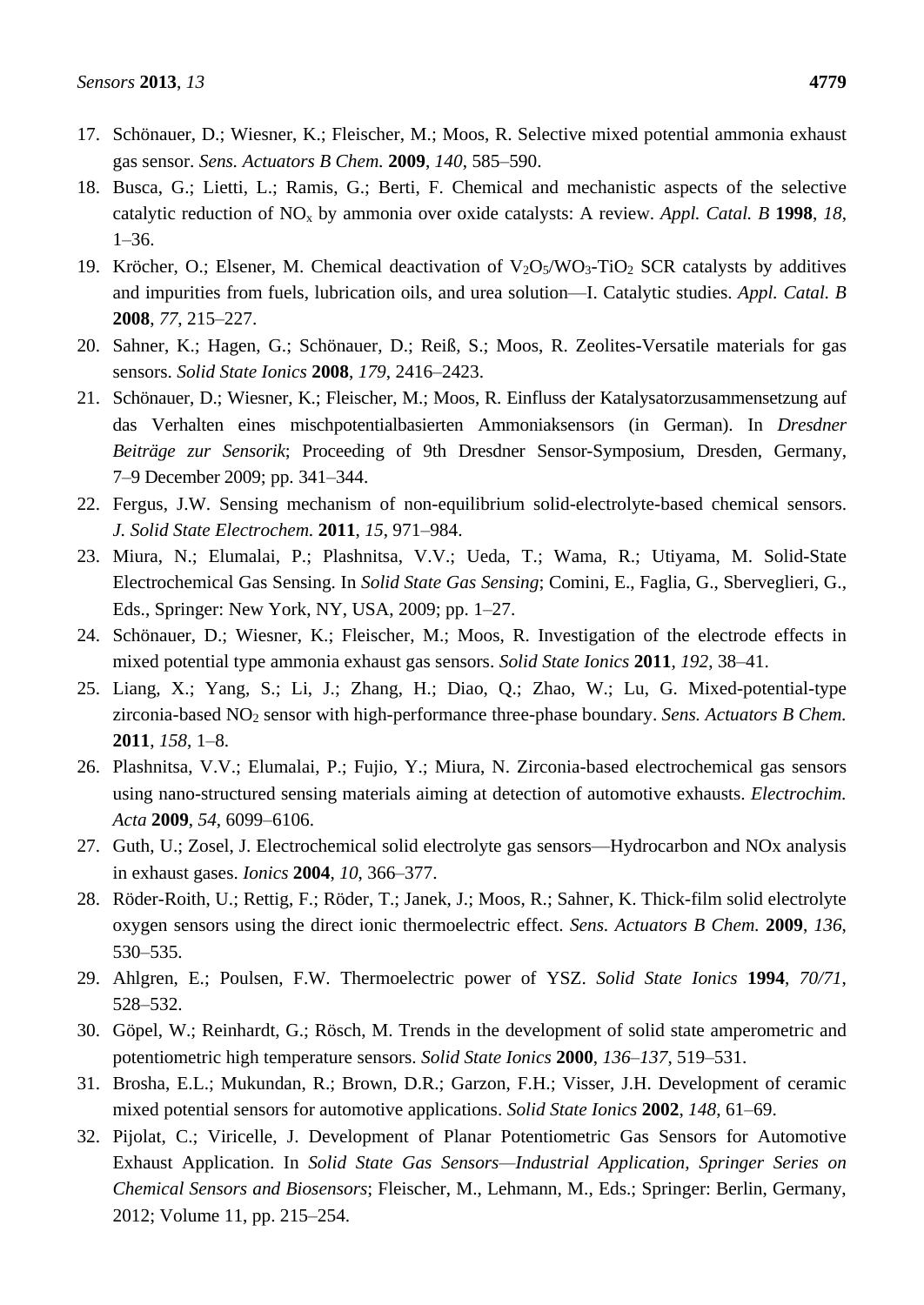17. Schönauer, D.; Wiesner, K.; Fleischer, M.; Moos, R. Selective mixed potential ammonia exhaust gas sensor. *Sens. Actuators B Chem.* **2009**, *140*, 585–590.
18. Busca, G.; Lietti, L.; Ramis, G.; Berti, F. Chemical and mechanistic aspects of the selective catalytic reduction of $NO_x$ by ammonia over oxide catalysts: A review. *Appl. Catal. B* **1998**, *18*, 1–36.
19. Kröcher, O.; Elsener, M. Chemical deactivation of $V_2O_5/WO_3$-$TiO_2$ SCR catalysts by additives and impurities from fuels, lubrication oils, and urea solution—I. Catalytic studies. *Appl. Catal. B* **2008**, *77*, 215–227.
20. Sahner, K.; Hagen, G.; Schönauer, D.; Reiß, S.; Moos, R. Zeolites-Versatile materials for gas sensors. *Solid State Ionics* **2008**, *179*, 2416–2423.
21. Schönauer, D.; Wiesner, K.; Fleischer, M.; Moos, R. Einfluss der Katalysatorzusammensetzung auf das Verhalten eines mischpotentialbasierten Ammoniaksensors (in German). In *Dresdner Beiträge zur Sensorik*; Proceeding of 9th Dresdner Sensor-Symposium, Dresden, Germany, 7–9 December 2009; pp. 341–344.
22. Fergus, J.W. Sensing mechanism of non-equilibrium solid-electrolyte-based chemical sensors. *J. Solid State Electrochem.* **2011**, *15*, 971–984.
23. Miura, N.; Elumalai, P.; Plashnitsa, V.V.; Ueda, T.; Wama, R.; Utiyama, M. Solid-State Electrochemical Gas Sensing. In *Solid State Gas Sensing*; Comini, E., Faglia, G., Sberveglieri, G., Eds., Springer: New York, NY, USA, 2009; pp. 1–27.
24. Schönauer, D.; Wiesner, K.; Fleischer, M.; Moos, R. Investigation of the electrode effects in mixed potential type ammonia exhaust gas sensors. *Solid State Ionics* **2011**, *192*, 38–41.
25. Liang, X.; Yang, S.; Li, J.; Zhang, H.; Diao, Q.; Zhao, W.; Lu, G. Mixed-potential-type zirconia-based $NO_2$ sensor with high-performance three-phase boundary. *Sens. Actuators B Chem.* **2011**, *158*, 1–8.
26. Plashnitsa, V.V.; Elumalai, P.; Fujio, Y.; Miura, N. Zirconia-based electrochemical gas sensors using nano-structured sensing materials aiming at detection of automotive exhausts. *Electrochim. Acta* **2009**, *54*, 6099–6106.
27. Guth, U.; Zosel, J. Electrochemical solid electrolyte gas sensors—Hydrocarbon and NOx analysis in exhaust gases. *Ionics* **2004**, *10*, 366–377.
28. Röder-Roith, U.; Rettig, F.; Röder, T.; Janek, J.; Moos, R.; Sahner, K. Thick-film solid electrolyte oxygen sensors using the direct ionic thermoelectric effect. *Sens. Actuators B Chem.* **2009**, *136*, 530–535.
29. Ahlgren, E.; Poulsen, F.W. Thermoelectric power of YSZ. *Solid State Ionics* **1994**, *70/71*, 528–532.
30. Göpel, W.; Reinhardt, G.; Rösch, M. Trends in the development of solid state amperometric and potentiometric high temperature sensors. *Solid State Ionics* **2000**, *136–137*, 519–531.
31. Brosha, E.L.; Mukundan, R.; Brown, D.R.; Garzon, F.H.; Visser, J.H. Development of ceramic mixed potential sensors for automotive applications. *Solid State Ionics* **2002**, *148*, 61–69.
32. Pijolat, C.; Viricelle, J. Development of Planar Potentiometric Gas Sensors for Automotive Exhaust Application. In *Solid State Gas Sensors—Industrial Application, Springer Series on Chemical Sensors and Biosensors*; Fleischer, M., Lehmann, M., Eds.; Springer: Berlin, Germany, 2012; Volume 11, pp. 215–254.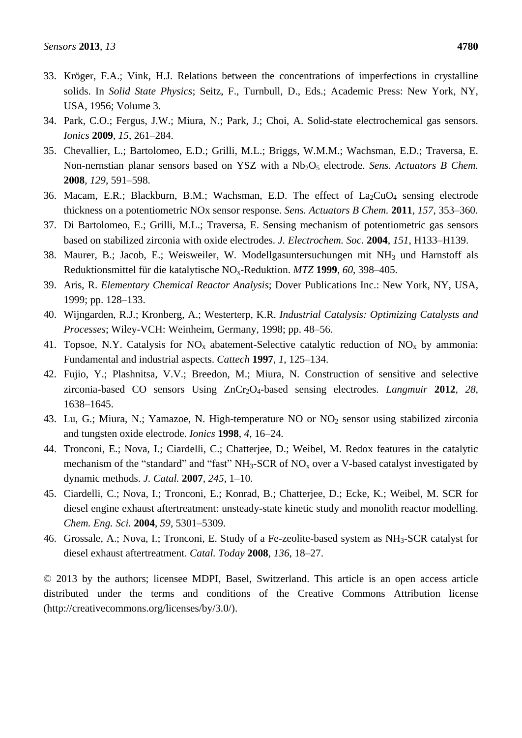33. Kröger, F.A.; Vink, H.J. Relations between the concentrations of imperfections in crystalline solids. In *Solid State Physics*; Seitz, F., Turnbull, D., Eds.; Academic Press: New York, NY, USA, 1956; Volume 3.
34. Park, C.O.; Fergus, J.W.; Miura, N.; Park, J.; Choi, A. Solid-state electrochemical gas sensors. *Ionics* **2009**, *15*, 261–284.
35. Chevallier, L.; Bartolomeo, E.D.; Grilli, M.L.; Briggs, W.M.M.; Wachsman, E.D.; Traversa, E. Non-nernstian planar sensors based on YSZ with a $Nb_2O_5$ electrode. *Sens. Actuators B Chem.* **2008**, *129*, 591–598.
36. Macam, E.R.; Blackburn, B.M.; Wachsman, E.D. The effect of $La_2CuO_4$ sensing electrode thickness on a potentiometric NOx sensor response. *Sens. Actuators B Chem.* **2011**, *157*, 353–360.
37. Di Bartolomeo, E.; Grilli, M.L.; Traversa, E. Sensing mechanism of potentiometric gas sensors based on stabilized zirconia with oxide electrodes. *J. Electrochem. Soc.* **2004**, *151*, H133–H139.
38. Maurer, B.; Jacob, E.; Weisweiler, W. Modellgasuntersuchungen mit $NH_3$ und Harnstoff als Reduktionsmittel für die katalytische $NO_x$-Reduktion. *MTZ* **1999**, *60*, 398–405.
39. Aris, R. *Elementary Chemical Reactor Analysis*; Dover Publications Inc.: New York, NY, USA, 1999; pp. 128–133.
40. Wijngarden, R.J.; Kronberg, A.; Westerterp, K.R. *Industrial Catalysis: Optimizing Catalysts and Processes*; Wiley-VCH: Weinheim, Germany, 1998; pp. 48–56.
41. Topsoe, N.Y. Catalysis for $NO_x$ abatement-Selective catalytic reduction of $NO_x$ by ammonia: Fundamental and industrial aspects. *Cattech* **1997**, *1*, 125–134.
42. Fujio, Y.; Plashnitsa, V.V.; Breedon, M.; Miura, N. Construction of sensitive and selective zirconia-based CO sensors Using $ZnCr_2O_4$-based sensing electrodes. *Langmuir* **2012**, *28*, 1638–1645.
43. Lu, G.; Miura, N.; Yamazoe, N. High-temperature NO or $NO_2$ sensor using stabilized zirconia and tungsten oxide electrode. *Ionics* **1998**, *4*, 16–24.
44. Tronconi, E.; Nova, I.; Ciardelli, C.; Chatterjee, D.; Weibel, M. Redox features in the catalytic mechanism of the "standard" and "fast" $NH_3$-SCR of $NO_x$ over a V-based catalyst investigated by dynamic methods. *J. Catal.* **2007**, *245*, 1–10.
45. Ciardelli, C.; Nova, I.; Tronconi, E.; Konrad, B.; Chatterjee, D.; Ecke, K.; Weibel, M. SCR for diesel engine exhaust aftertreatment: unsteady-state kinetic study and monolith reactor modelling. *Chem. Eng. Sci.* **2004**, *59*, 5301–5309.
46. Grossale, A.; Nova, I.; Tronconi, E. Study of a Fe-zeolite-based system as $NH_3$-SCR catalyst for diesel exhaust aftertreatment. *Catal. Today* **2008**, *136*, 18–27.

© 2013 by the authors; licensee MDPI, Basel, Switzerland. This article is an open access article distributed under the terms and conditions of the Creative Commons Attribution license (http://creativecommons.org/licenses/by/3.0/).